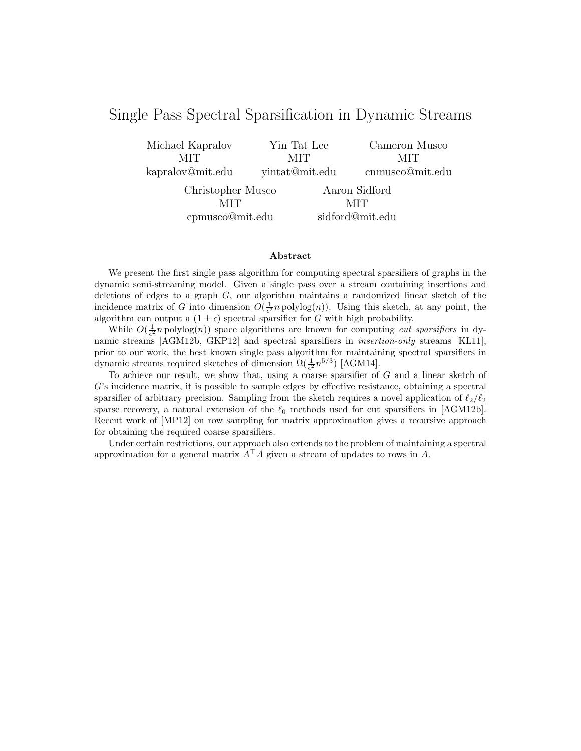# Single Pass Spectral Sparsification in Dynamic Streams

Michael Kapralov
MIT
kapralov@mit.edu

Yin Tat Lee
MIT
yintat@mit.edu

Cameron Musco
MIT
cnmusco@mit.edu

Christopher Musco
MIT
cpmusco@mit.edu

Aaron Sidford
MIT
sidford@mit.edu

### Abstract

We present the first single pass algorithm for computing spectral sparsifiers of graphs in the dynamic semi-streaming model. Given a single pass over a stream containing insertions and deletions of edges to a graph $G$, our algorithm maintains a randomized linear sketch of the incidence matrix of $G$ into dimension $O(\frac{1}{\epsilon^2} n \operatorname{polylog}(n))$. Using this sketch, at any point, the algorithm can output a $(1 \pm \epsilon)$ spectral sparsifier for $G$ with high probability.

While $O(\frac{1}{\epsilon^2} n \operatorname{polylog}(n))$ space algorithms are known for computing *cut sparsifiers* in dynamic streams [AGM12b, GKP12] and spectral sparsifiers in *insertion-only* streams [KL11], prior to our work, the best known single pass algorithm for maintaining spectral sparsifiers in dynamic streams required sketches of dimension $\Omega(\frac{1}{\epsilon^2} n^{5/3})$ [AGM14].

To achieve our result, we show that, using a coarse sparsifier of $G$ and a linear sketch of $G$'s incidence matrix, it is possible to sample edges by effective resistance, obtaining a spectral sparsifier of arbitrary precision. Sampling from the sketch requires a novel application of $\ell_2/\ell_2$ sparse recovery, a natural extension of the $\ell_0$ methods used for cut sparsifiers in [AGM12b]. Recent work of [MP12] on row sampling for matrix approximation gives a recursive approach for obtaining the required coarse sparsifiers.

Under certain restrictions, our approach also extends to the problem of maintaining a spectral approximation for a general matrix $A^\top A$ given a stream of updates to rows in $A$.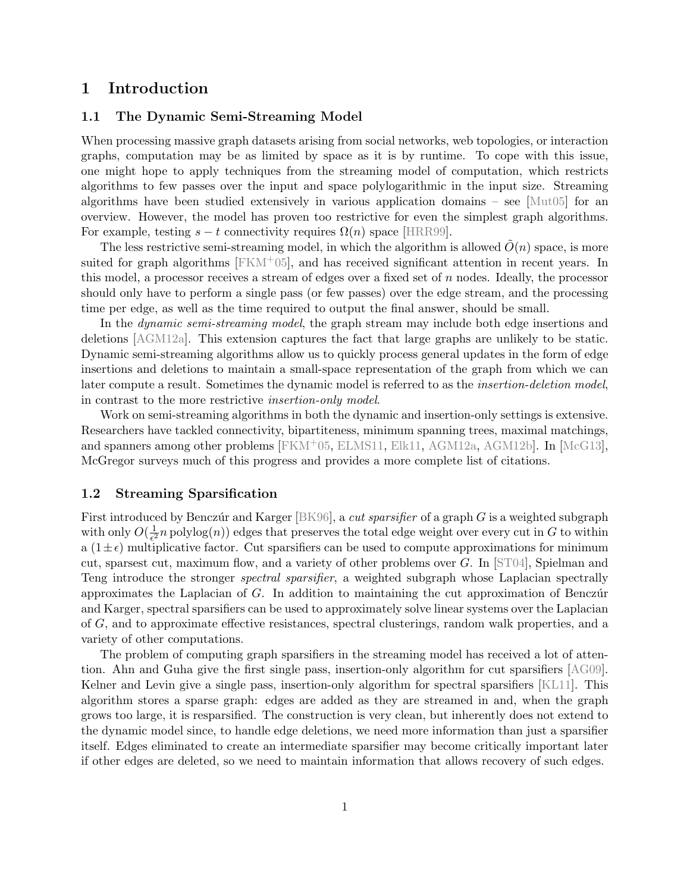# 1 Introduction

## 1.1 The Dynamic Semi-Streaming Model

When processing massive graph datasets arising from social networks, web topologies, or interaction graphs, computation may be as limited by space as it is by runtime. To cope with this issue, one might hope to apply techniques from the streaming model of computation, which restricts algorithms to few passes over the input and space polylogarithmic in the input size. Streaming algorithms have been studied extensively in various application domains – see [Mut05] for an overview. However, the model has proven too restrictive for even the simplest graph algorithms. For example, testing $s-t$ connectivity requires $\Omega(n)$ space [HRR99].

The less restrictive semi-streaming model, in which the algorithm is allowed $\tilde{O}(n)$ space, is more suited for graph algorithms [FKM+05], and has received significant attention in recent years. In this model, a processor receives a stream of edges over a fixed set of $n$ nodes. Ideally, the processor should only have to perform a single pass (or few passes) over the edge stream, and the processing time per edge, as well as the time required to output the final answer, should be small.

In the *dynamic semi-streaming model*, the graph stream may include both edge insertions and deletions [AGM12a]. This extension captures the fact that large graphs are unlikely to be static. Dynamic semi-streaming algorithms allow us to quickly process general updates in the form of edge insertions and deletions to maintain a small-space representation of the graph from which we can later compute a result. Sometimes the dynamic model is referred to as the *insertion-deletion model*, in contrast to the more restrictive *insertion-only model*.

Work on semi-streaming algorithms in both the dynamic and insertion-only settings is extensive. Researchers have tackled connectivity, bipartiteness, minimum spanning trees, maximal matchings, and spanners among other problems [FKM+05, ELMS11, Elk11, AGM12a, AGM12b]. In [McG13], McGregor surveys much of this progress and provides a more complete list of citations.

## 1.2 Streaming Sparsification

First introduced by Benczúr and Karger [BK96], a *cut sparsifier* of a graph $G$ is a weighted subgraph with only $O(\frac{1}{\epsilon^2} n \operatorname{polylog}(n))$ edges that preserves the total edge weight over every cut in $G$ to within a $(1 \pm \epsilon)$ multiplicative factor. Cut sparsifiers can be used to compute approximations for minimum cut, sparsest cut, maximum flow, and a variety of other problems over $G$. In [ST04], Spielman and Teng introduce the stronger *spectral sparsifier*, a weighted subgraph whose Laplacian spectrally approximates the Laplacian of $G$. In addition to maintaining the cut approximation of Benczúr and Karger, spectral sparsifiers can be used to approximately solve linear systems over the Laplacian of $G$, and to approximate effective resistances, spectral clusterings, random walk properties, and a variety of other computations.

The problem of computing graph sparsifiers in the streaming model has received a lot of attention. Ahn and Guha give the first single pass, insertion-only algorithm for cut sparsifiers [AG09]. Kelner and Levin give a single pass, insertion-only algorithm for spectral sparsifiers [KL11]. This algorithm stores a sparse graph: edges are added as they are streamed in and, when the graph grows too large, it is resparsified. The construction is very clean, but inherently does not extend to the dynamic model since, to handle edge deletions, we need more information than just a sparsifier itself. Edges eliminated to create an intermediate sparsifier may become critically important later if other edges are deleted, so we need to maintain information that allows recovery of such edges.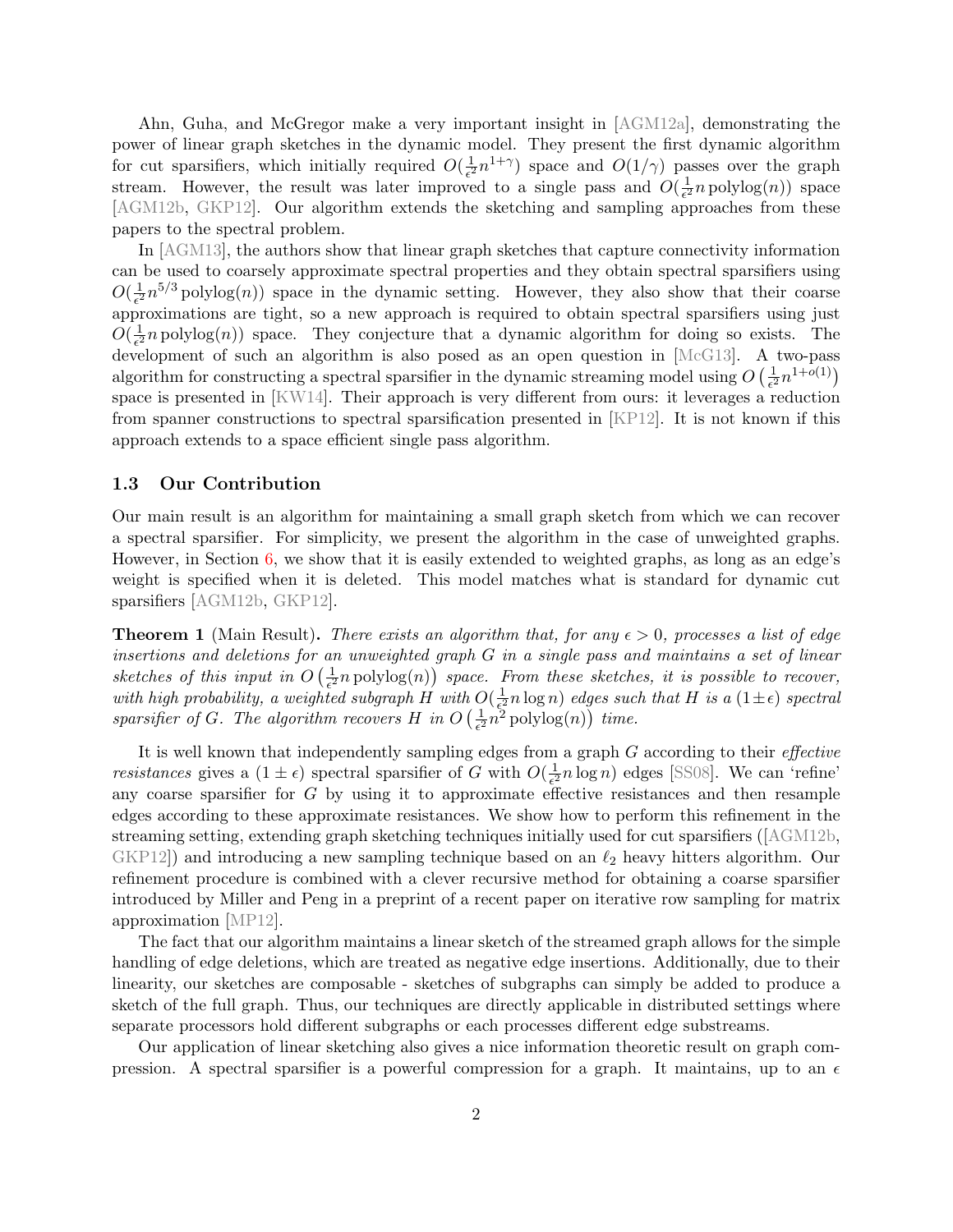Ahn, Guha, and McGregor make a very important insight in [AGM12a], demonstrating the power of linear graph sketches in the dynamic model. They present the first dynamic algorithm for cut sparsifiers, which initially required $O(\frac{1}{\epsilon^2}n^{1+\gamma})$ space and $O(1/\gamma)$ passes over the graph stream. However, the result was later improved to a single pass and $O(\frac{1}{\epsilon^2}n\,\mathrm{polylog}(n))$ space [AGM12b, GKP12]. Our algorithm extends the sketching and sampling approaches from these papers to the spectral problem.

In [AGM13], the authors show that linear graph sketches that capture connectivity information can be used to coarsely approximate spectral properties and they obtain spectral sparsifiers using $O(\frac{1}{\epsilon^2}n^{5/3}\,\mathrm{polylog}(n))$ space in the dynamic setting. However, they also show that their coarse approximations are tight, so a new approach is required to obtain spectral sparsifiers using just $O(\frac{1}{\epsilon^2}n\,\mathrm{polylog}(n))$ space. They conjecture that a dynamic algorithm for doing so exists. The development of such an algorithm is also posed as an open question in [McG13]. A two-pass algorithm for constructing a spectral sparsifier in the dynamic streaming model using $O\left(\frac{1}{\epsilon^2}n^{1+o(1)}\right)$ space is presented in [KW14]. Their approach is very different from ours: it leverages a reduction from spanner constructions to spectral sparsification presented in [KP12]. It is not known if this approach extends to a space efficient single pass algorithm.

### 1.3 Our Contribution

Our main result is an algorithm for maintaining a small graph sketch from which we can recover a spectral sparsifier. For simplicity, we present the algorithm in the case of unweighted graphs. However, in Section 6, we show that it is easily extended to weighted graphs, as long as an edge's weight is specified when it is deleted. This model matches what is standard for dynamic cut sparsifiers [AGM12b, GKP12].

**Theorem 1** (Main Result)**.** *There exists an algorithm that, for any $\epsilon > 0$, processes a list of edge insertions and deletions for an unweighted graph $G$ in a single pass and maintains a set of linear sketches of this input in $O\left(\frac{1}{\epsilon^2}n\,\mathrm{polylog}(n)\right)$ space. From these sketches, it is possible to recover, with high probability, a weighted subgraph $H$ with $O(\frac{1}{\epsilon^2}n\log n)$ edges such that $H$ is a $(1\pm\epsilon)$ spectral sparsifier of $G$. The algorithm recovers $H$ in $O\left(\frac{1}{\epsilon^2}n^2\,\mathrm{polylog}(n)\right)$ time.*

It is well known that independently sampling edges from a graph $G$ according to their *effective resistances* gives a $(1\pm\epsilon)$ spectral sparsifier of $G$ with $O(\frac{1}{\epsilon^2}n\log n)$ edges [SS08]. We can 'refine' any coarse sparsifier for $G$ by using it to approximate effective resistances and then resample edges according to these approximate resistances. We show how to perform this refinement in the streaming setting, extending graph sketching techniques initially used for cut sparsifiers ([AGM12b, GKP12]) and introducing a new sampling technique based on an $\ell_2$ heavy hitters algorithm. Our refinement procedure is combined with a clever recursive method for obtaining a coarse sparsifier introduced by Miller and Peng in a preprint of a recent paper on iterative row sampling for matrix approximation [MP12].

The fact that our algorithm maintains a linear sketch of the streamed graph allows for the simple handling of edge deletions, which are treated as negative edge insertions. Additionally, due to their linearity, our sketches are composable - sketches of subgraphs can simply be added to produce a sketch of the full graph. Thus, our techniques are directly applicable in distributed settings where separate processors hold different subgraphs or each processes different edge substreams.

Our application of linear sketching also gives a nice information theoretic result on graph compression. A spectral sparsifier is a powerful compression for a graph. It maintains, up to an $\epsilon$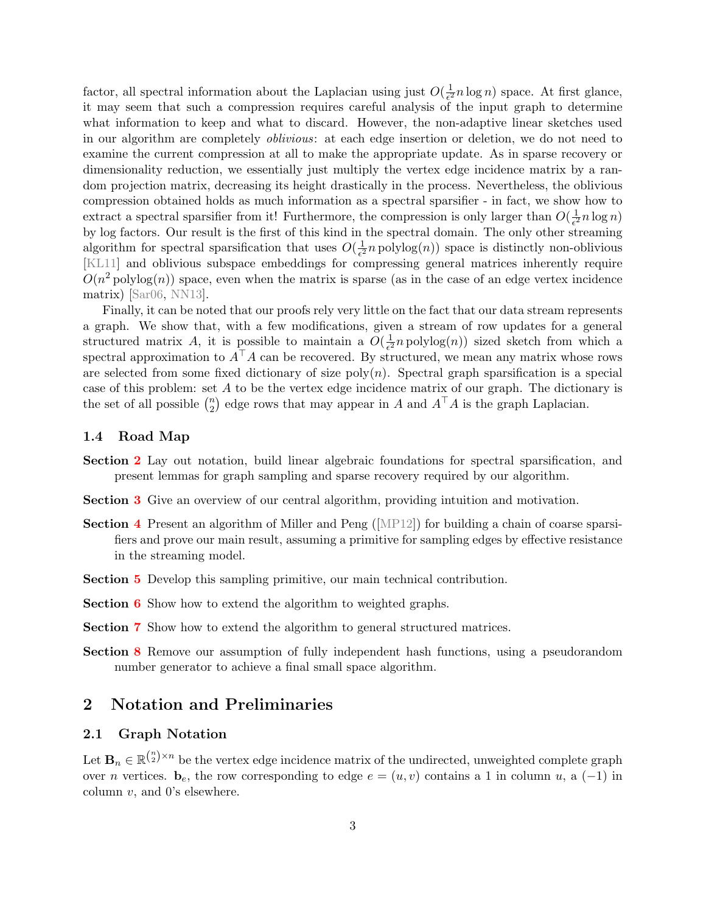factor, all spectral information about the Laplacian using just $O(\frac{1}{\epsilon^2} n \log n)$ space. At first glance, it may seem that such a compression requires careful analysis of the input graph to determine what information to keep and what to discard. However, the non-adaptive linear sketches used in our algorithm are completely *oblivious*: at each edge insertion or deletion, we do not need to examine the current compression at all to make the appropriate update. As in sparse recovery or dimensionality reduction, we essentially just multiply the vertex edge incidence matrix by a random projection matrix, decreasing its height drastically in the process. Nevertheless, the oblivious compression obtained holds as much information as a spectral sparsifier - in fact, we show how to extract a spectral sparsifier from it! Furthermore, the compression is only larger than $O(\frac{1}{\epsilon^2} n \log n)$ by log factors. Our result is the first of this kind in the spectral domain. The only other streaming algorithm for spectral sparsification that uses $O(\frac{1}{\epsilon^2} n \operatorname{polylog}(n))$ space is distinctly non-oblivious [KL11] and oblivious subspace embeddings for compressing general matrices inherently require $O(n^2 \operatorname{polylog}(n))$ space, even when the matrix is sparse (as in the case of an edge vertex incidence matrix) [Sar06, NN13].

Finally, it can be noted that our proofs rely very little on the fact that our data stream represents a graph. We show that, with a few modifications, given a stream of row updates for a general structured matrix $A$, it is possible to maintain a $O(\frac{1}{\epsilon^2} n \operatorname{polylog}(n))$ sized sketch from which a spectral approximation to $A^\top A$ can be recovered. By structured, we mean any matrix whose rows are selected from some fixed dictionary of size $\operatorname{poly}(n)$. Spectral graph sparsification is a special case of this problem: set $A$ to be the vertex edge incidence matrix of our graph. The dictionary is the set of all possible $\binom{n}{2}$ edge rows that may appear in $A$ and $A^\top A$ is the graph Laplacian.

### 1.4 Road Map

**Section 2** Lay out notation, build linear algebraic foundations for spectral sparsification, and present lemmas for graph sampling and sparse recovery required by our algorithm.

**Section 3** Give an overview of our central algorithm, providing intuition and motivation.

**Section 4** Present an algorithm of Miller and Peng ([MP12]) for building a chain of coarse sparsifiers and prove our main result, assuming a primitive for sampling edges by effective resistance in the streaming model.

**Section 5** Develop this sampling primitive, our main technical contribution.

**Section 6** Show how to extend the algorithm to weighted graphs.

**Section 7** Show how to extend the algorithm to general structured matrices.

**Section 8** Remove our assumption of fully independent hash functions, using a pseudorandom number generator to achieve a final small space algorithm.

## 2 Notation and Preliminaries

### 2.1 Graph Notation

Let $\mathbf{B}_n \in \mathbb{R}^{\binom{n}{2} \times n}$ be the vertex edge incidence matrix of the undirected, unweighted complete graph over $n$ vertices. $\mathbf{b}_e$, the row corresponding to edge $e = (u, v)$ contains a 1 in column $u$, a $(-1)$ in column $v$, and 0's elsewhere.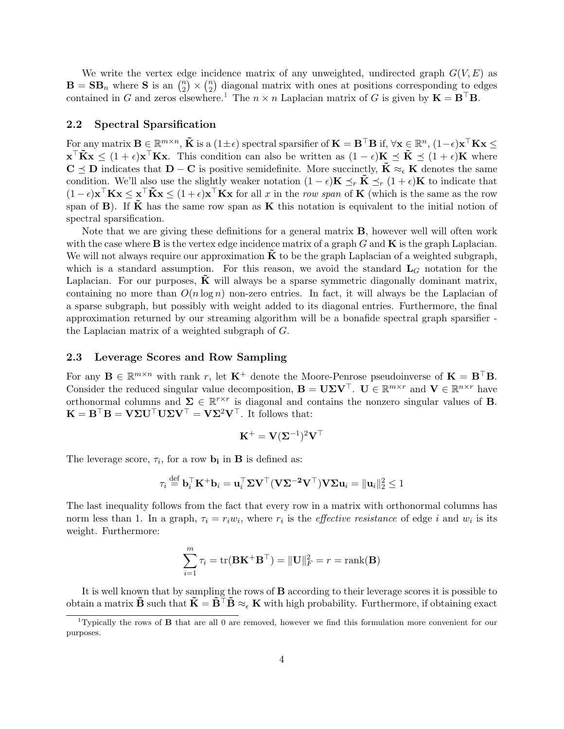We write the vertex edge incidence matrix of any unweighted, undirected graph $G(V, E)$ as $\mathbf{B} = \mathbf{S}\mathbf{B}_n$ where $\mathbf{S}$ is an $\binom{n}{2} \times \binom{n}{2}$ diagonal matrix with ones at positions corresponding to edges contained in $G$ and zeros elsewhere.[1] The $n \times n$ Laplacian matrix of $G$ is given by $\mathbf{K} = \mathbf{B}^\top \mathbf{B}$.

## 2.2 Spectral Sparsification

For any matrix $\mathbf{B} \in \mathbb{R}^{m \times n}$, $\tilde{\mathbf{K}}$ is a $(1 \pm \epsilon)$ spectral sparsifier of $\mathbf{K} = \mathbf{B}^\top \mathbf{B}$ if, $\forall \mathbf{x} \in \mathbb{R}^n$, $(1-\epsilon)\mathbf{x}^\top \mathbf{K} \mathbf{x} \leq \mathbf{x}^\top \tilde{\mathbf{K}} \mathbf{x} \leq (1+\epsilon)\mathbf{x}^\top \mathbf{K} \mathbf{x}$. This condition can also be written as $(1-\epsilon)\mathbf{K} \preceq \tilde{\mathbf{K}} \preceq (1+\epsilon)\mathbf{K}$ where $\mathbf{C} \preceq \mathbf{D}$ indicates that $\mathbf{D} - \mathbf{C}$ is positive semidefinite. More succinctly, $\tilde{\mathbf{K}} \approx_\epsilon \mathbf{K}$ denotes the same condition. We'll also use the slightly weaker notation $(1-\epsilon)\mathbf{K} \preceq_r \tilde{\mathbf{K}} \preceq_r (1+\epsilon)\mathbf{K}$ to indicate that $(1-\epsilon)\mathbf{x}^\top \mathbf{K} \mathbf{x} \leq \mathbf{x}^\top \tilde{\mathbf{K}} \mathbf{x} \leq (1+\epsilon)\mathbf{x}^\top \mathbf{K} \mathbf{x}$ for all $x$ in the *row span* of $\mathbf{K}$ (which is the same as the row span of $\mathbf{B}$). If $\tilde{\mathbf{K}}$ has the same row span as $\mathbf{K}$ this notation is equivalent to the initial notion of spectral sparsification.

Note that we are giving these definitions for a general matrix $\mathbf{B}$, however well will often work with the case where $\mathbf{B}$ is the vertex edge incidence matrix of a graph $G$ and $\mathbf{K}$ is the graph Laplacian. We will not always require our approximation $\tilde{\mathbf{K}}$ to be the graph Laplacian of a weighted subgraph, which is a standard assumption. For this reason, we avoid the standard $\mathbf{L}_G$ notation for the Laplacian. For our purposes, $\tilde{\mathbf{K}}$ will always be a sparse symmetric diagonally dominant matrix, containing no more than $O(n \log n)$ non-zero entries. In fact, it will always be the Laplacian of a sparse subgraph, but possibly with weight added to its diagonal entries. Furthermore, the final approximation returned by our streaming algorithm will be a bonafide spectral graph sparsifier - the Laplacian matrix of a weighted subgraph of $G$.

## 2.3 Leverage Scores and Row Sampling

For any $\mathbf{B} \in \mathbb{R}^{m \times n}$ with rank $r$, let $\mathbf{K}^+$ denote the Moore-Penrose pseudoinverse of $\mathbf{K} = \mathbf{B}^\top \mathbf{B}$. Consider the reduced singular value decomposition, $\mathbf{B} = \mathbf{U}\boldsymbol{\Sigma}\mathbf{V}^\top$. $\mathbf{U} \in \mathbb{R}^{m \times r}$ and $\mathbf{V} \in \mathbb{R}^{n \times r}$ have orthonormal columns and $\boldsymbol{\Sigma} \in \mathbb{R}^{r \times r}$ is diagonal and contains the nonzero singular values of $\mathbf{B}$. $\mathbf{K} = \mathbf{B}^\top \mathbf{B} = \mathbf{V}\boldsymbol{\Sigma}\mathbf{U}^\top \mathbf{U}\boldsymbol{\Sigma}\mathbf{V}^\top = \mathbf{V}\boldsymbol{\Sigma}^2\mathbf{V}^\top$. It follows that:

$$\mathbf{K}^+ = \mathbf{V}(\boldsymbol{\Sigma}^{-1})^2\mathbf{V}^\top$$

The leverage score, $\tau_i$, for a row $\mathbf{b_i}$ in $\mathbf{B}$ is defined as:

$$\tau_i \stackrel{\text{def}}{=} \mathbf{b}_i^\top \mathbf{K}^+ \mathbf{b}_i = \mathbf{u}_i^\top \boldsymbol{\Sigma}\mathbf{V}^\top (\mathbf{V}\boldsymbol{\Sigma}^{-2}\mathbf{V}^\top)\mathbf{V}\boldsymbol{\Sigma}\mathbf{u}_i = \|\mathbf{u}_i\|_2^2 \leq 1$$

The last inequality follows from the fact that every row in a matrix with orthonormal columns has norm less than 1. In a graph, $\tau_i = r_i w_i$, where $r_i$ is the *effective resistance* of edge $i$ and $w_i$ is its weight. Furthermore:

$$\sum_{i=1}^{m} \tau_i = \text{tr}(\mathbf{B}\mathbf{K}^+\mathbf{B}^\top) = \|\mathbf{U}\|_F^2 = r = \text{rank}(\mathbf{B})$$

It is well known that by sampling the rows of $\mathbf{B}$ according to their leverage scores it is possible to obtain a matrix $\tilde{\mathbf{B}}$ such that $\tilde{\mathbf{K}} = \tilde{\mathbf{B}}^\top \tilde{\mathbf{B}} \approx_\epsilon \mathbf{K}$ with high probability. Furthermore, if obtaining exact

[1] Typically the rows of $\mathbf{B}$ that are all 0 are removed, however we find this formulation more convenient for our purposes.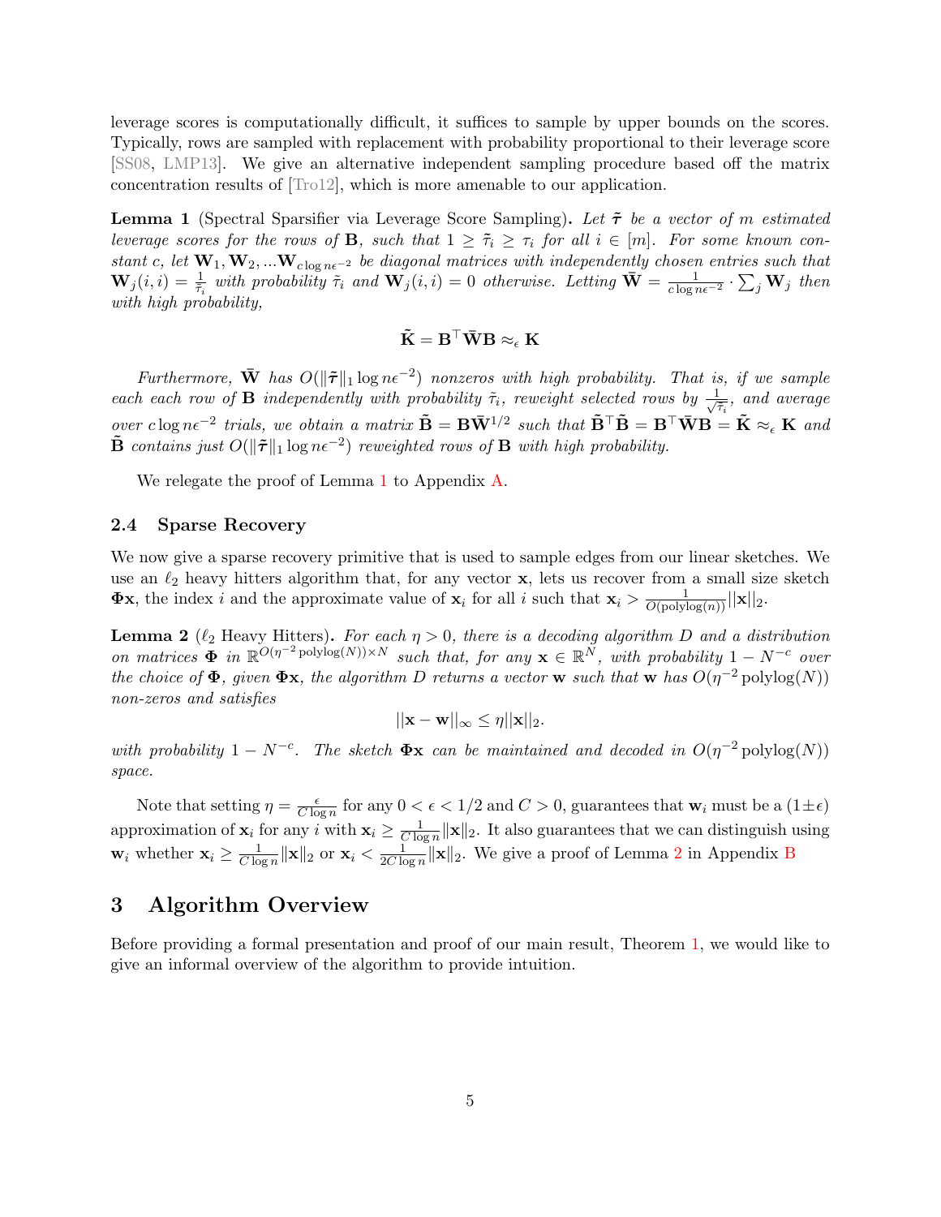leverage scores is computationally difficult, it suffices to sample by upper bounds on the scores. Typically, rows are sampled with replacement with probability proportional to their leverage score [SS08, LMP13]. We give an alternative independent sampling procedure based off the matrix concentration results of [Tro12], which is more amenable to our application.

**Lemma 1** (Spectral Sparsifier via Leverage Score Sampling)**.** *Let $\tilde{\boldsymbol{\tau}}$ be a vector of $m$ estimated leverage scores for the rows of $\mathbf{B}$, such that $1 \geq \tilde{\tau}_i \geq \tau_i$ for all $i \in [m]$. For some known constant $c$, let $\mathbf{W}_1, \mathbf{W}_2, \ldots \mathbf{W}_{c \log n\epsilon^{-2}}$ be diagonal matrices with independently chosen entries such that $\mathbf{W}_j(i,i) = \frac{1}{\tilde{\tau}_i}$ with probability $\tilde{\tau}_i$ and $\mathbf{W}_j(i,i) = 0$ otherwise. Letting $\bar{\mathbf{W}} = \frac{1}{c \log n\epsilon^{-2}} \cdot \sum_j \mathbf{W}_j$ then with high probability,*

$$\tilde{\mathbf{K}} = \mathbf{B}^\top \bar{\mathbf{W}} \mathbf{B} \approx_\epsilon \mathbf{K}$$

*Furthermore, $\bar{\mathbf{W}}$ has $O(\|\tilde{\boldsymbol{\tau}}\|_1 \log n\epsilon^{-2})$ nonzeros with high probability. That is, if we sample each each row of $\mathbf{B}$ independently with probability $\tilde{\tau}_i$, reweight selected rows by $\frac{1}{\sqrt{\tilde{\tau}_i}}$, and average over $c \log n\epsilon^{-2}$ trials, we obtain a matrix $\tilde{\mathbf{B}} = \mathbf{B}\bar{\mathbf{W}}^{1/2}$ such that $\tilde{\mathbf{B}}^\top \tilde{\mathbf{B}} = \mathbf{B}^\top \bar{\mathbf{W}} \mathbf{B} = \tilde{\mathbf{K}} \approx_\epsilon \mathbf{K}$ and $\tilde{\mathbf{B}}$ contains just $O(\|\tilde{\boldsymbol{\tau}}\|_1 \log n\epsilon^{-2})$ reweighted rows of $\mathbf{B}$ with high probability.*

We relegate the proof of Lemma 1 to Appendix A.

### 2.4 Sparse Recovery

We now give a sparse recovery primitive that is used to sample edges from our linear sketches. We use an $\ell_2$ heavy hitters algorithm that, for any vector $\mathbf{x}$, lets us recover from a small size sketch $\mathbf{\Phi x}$, the index $i$ and the approximate value of $\mathbf{x}_i$ for all $i$ such that $\mathbf{x}_i > \frac{1}{O(\text{polylog}(n))} ||\mathbf{x}||_2$.

**Lemma 2** ($\ell_2$ Heavy Hitters)**.** *For each $\eta > 0$, there is a decoding algorithm $D$ and a distribution on matrices $\mathbf{\Phi}$ in $\mathbb{R}^{O(\eta^{-2}\,\text{polylog}(N)) \times N}$ such that, for any $\mathbf{x} \in \mathbb{R}^N$, with probability $1 - N^{-c}$ over the choice of $\mathbf{\Phi}$, given $\mathbf{\Phi x}$, the algorithm $D$ returns a vector $\mathbf{w}$ such that $\mathbf{w}$ has $O(\eta^{-2}\,\text{polylog}(N))$ non-zeros and satisfies*

$$||\mathbf{x} - \mathbf{w}||_\infty \leq \eta ||\mathbf{x}||_2.$$

*with probability $1 - N^{-c}$. The sketch $\mathbf{\Phi x}$ can be maintained and decoded in $O(\eta^{-2}\,\text{polylog}(N))$ space.*

Note that setting $\eta = \frac{\epsilon}{C \log n}$ for any $0 < \epsilon < 1/2$ and $C > 0$, guarantees that $\mathbf{w}_i$ must be a $(1 \pm \epsilon)$ approximation of $\mathbf{x}_i$ for any $i$ with $\mathbf{x}_i \geq \frac{1}{C \log n} \|\mathbf{x}\|_2$. It also guarantees that we can distinguish using $\mathbf{w}_i$ whether $\mathbf{x}_i \geq \frac{1}{C \log n} \|\mathbf{x}\|_2$ or $\mathbf{x}_i < \frac{1}{2C \log n} \|\mathbf{x}\|_2$. We give a proof of Lemma 2 in Appendix B

## 3 Algorithm Overview

Before providing a formal presentation and proof of our main result, Theorem 1, we would like to give an informal overview of the algorithm to provide intuition.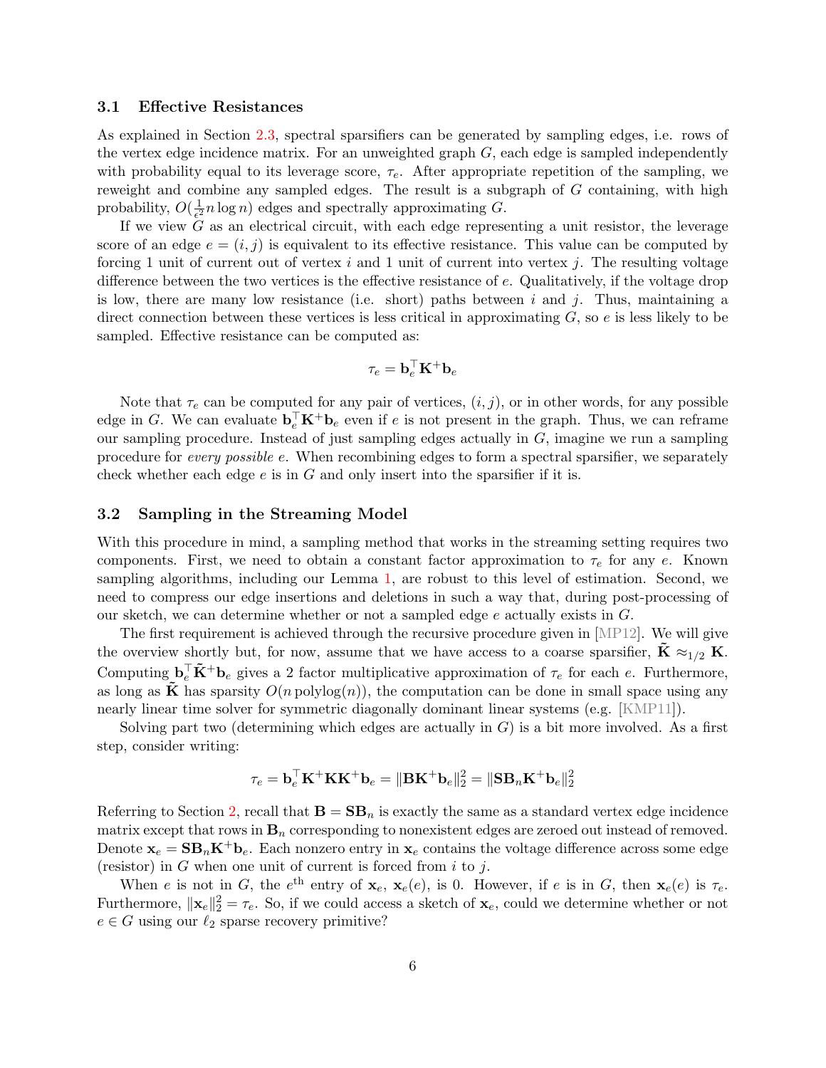### 3.1 Effective Resistances

As explained in Section 2.3, spectral sparsifiers can be generated by sampling edges, i.e. rows of the vertex edge incidence matrix. For an unweighted graph $G$, each edge is sampled independently with probability equal to its leverage score, $\tau_e$. After appropriate repetition of the sampling, we reweight and combine any sampled edges. The result is a subgraph of $G$ containing, with high probability, $O(\frac{1}{\epsilon^2} n \log n)$ edges and spectrally approximating $G$.

If we view $G$ as an electrical circuit, with each edge representing a unit resistor, the leverage score of an edge $e = (i, j)$ is equivalent to its effective resistance. This value can be computed by forcing 1 unit of current out of vertex $i$ and 1 unit of current into vertex $j$. The resulting voltage difference between the two vertices is the effective resistance of $e$. Qualitatively, if the voltage drop is low, there are many low resistance (i.e. short) paths between $i$ and $j$. Thus, maintaining a direct connection between these vertices is less critical in approximating $G$, so $e$ is less likely to be sampled. Effective resistance can be computed as:

$$\tau_e = \mathbf{b}_e^\top \mathbf{K}^+ \mathbf{b}_e$$

Note that $\tau_e$ can be computed for any pair of vertices, $(i, j)$, or in other words, for any possible edge in $G$. We can evaluate $\mathbf{b}_e^\top \mathbf{K}^+ \mathbf{b}_e$ even if $e$ is not present in the graph. Thus, we can reframe our sampling procedure. Instead of just sampling edges actually in $G$, imagine we run a sampling procedure for *every possible* $e$. When recombining edges to form a spectral sparsifier, we separately check whether each edge $e$ is in $G$ and only insert into the sparsifier if it is.

### 3.2 Sampling in the Streaming Model

With this procedure in mind, a sampling method that works in the streaming setting requires two components. First, we need to obtain a constant factor approximation to $\tau_e$ for any $e$. Known sampling algorithms, including our Lemma 1, are robust to this level of estimation. Second, we need to compress our edge insertions and deletions in such a way that, during post-processing of our sketch, we can determine whether or not a sampled edge $e$ actually exists in $G$.

The first requirement is achieved through the recursive procedure given in [MP12]. We will give the overview shortly but, for now, assume that we have access to a coarse sparsifier, $\tilde{\mathbf{K}} \approx_{1/2} \mathbf{K}$. Computing $\mathbf{b}_e^\top \tilde{\mathbf{K}}^+ \mathbf{b}_e$ gives a 2 factor multiplicative approximation of $\tau_e$ for each $e$. Furthermore, as long as $\tilde{\mathbf{K}}$ has sparsity $O(n \operatorname{polylog}(n))$, the computation can be done in small space using any nearly linear time solver for symmetric diagonally dominant linear systems (e.g. [KMP11]).

Solving part two (determining which edges are actually in $G$) is a bit more involved. As a first step, consider writing:

$$\tau_e = \mathbf{b}_e^\top \mathbf{K}^+ \mathbf{K} \mathbf{K}^+ \mathbf{b}_e = \|\mathbf{B}\mathbf{K}^+ \mathbf{b}_e\|_2^2 = \|\mathbf{S}\mathbf{B}_n \mathbf{K}^+ \mathbf{b}_e\|_2^2$$

Referring to Section 2, recall that $\mathbf{B} = \mathbf{S}\mathbf{B}_n$ is exactly the same as a standard vertex edge incidence matrix except that rows in $\mathbf{B}_n$ corresponding to nonexistent edges are zeroed out instead of removed. Denote $\mathbf{x}_e = \mathbf{S}\mathbf{B}_n \mathbf{K}^+ \mathbf{b}_e$. Each nonzero entry in $\mathbf{x}_e$ contains the voltage difference across some edge (resistor) in $G$ when one unit of current is forced from $i$ to $j$.

When $e$ is not in $G$, the $e^{\text{th}}$ entry of $\mathbf{x}_e$, $\mathbf{x}_e(e)$, is 0. However, if $e$ is in $G$, then $\mathbf{x}_e(e)$ is $\tau_e$. Furthermore, $\|\mathbf{x}_e\|_2^2 = \tau_e$. So, if we could access a sketch of $\mathbf{x}_e$, could we determine whether or not $e \in G$ using our $\ell_2$ sparse recovery primitive?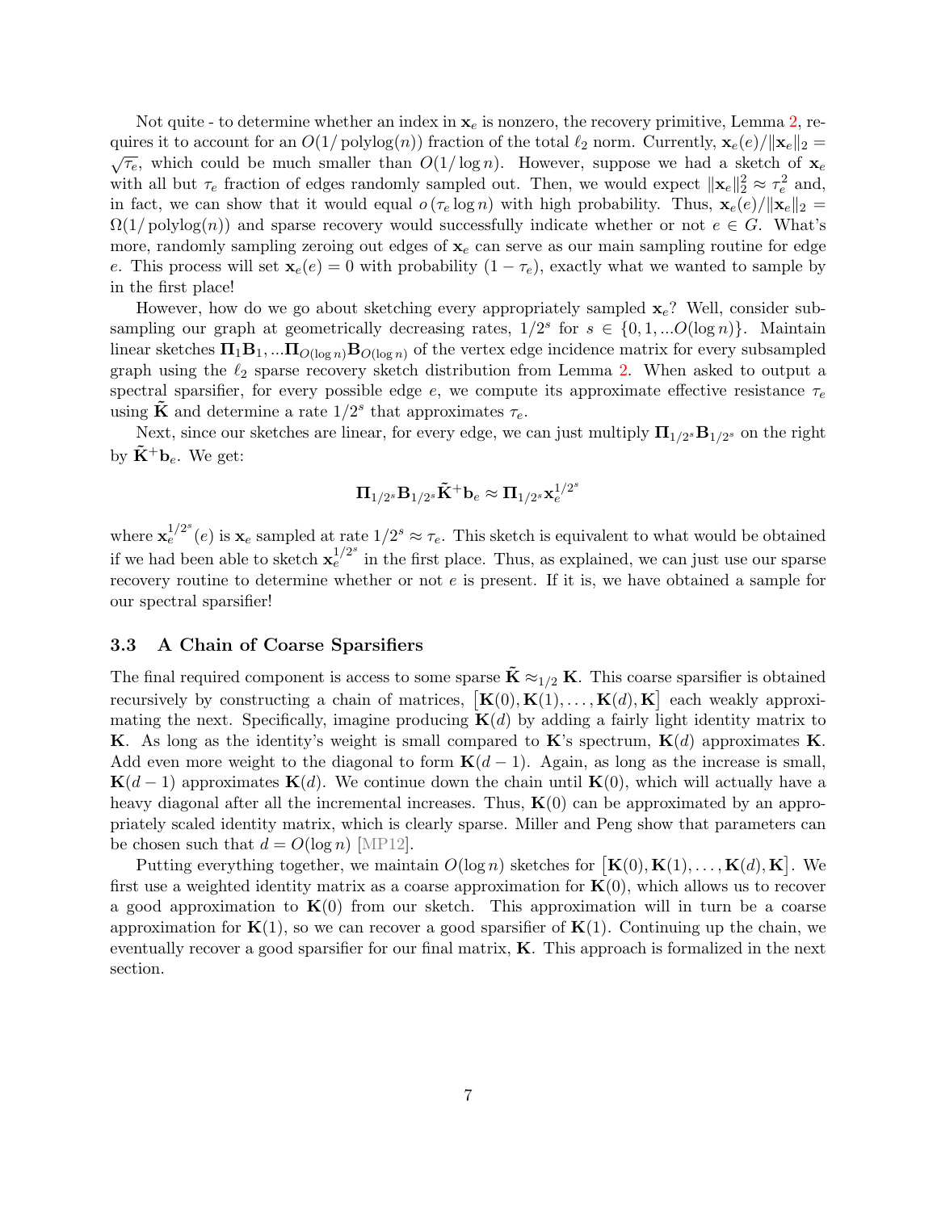Not quite - to determine whether an index in $\mathbf{x}_e$ is nonzero, the recovery primitive, Lemma 2, requires it to account for an $O(1/\operatorname{polylog}(n))$ fraction of the total $\ell_2$ norm. Currently, $\mathbf{x}_e(e)/\|\mathbf{x}_e\|_2 = \sqrt{\tau_e}$, which could be much smaller than $O(1/\log n)$. However, suppose we had a sketch of $\mathbf{x}_e$ with all but $\tau_e$ fraction of edges randomly sampled out. Then, we would expect $\|\mathbf{x}_e\|_2^2 \approx \tau_e^2$ and, in fact, we can show that it would equal $o(\tau_e \log n)$ with high probability. Thus, $\mathbf{x}_e(e)/\|\mathbf{x}_e\|_2 = \Omega(1/\operatorname{polylog}(n))$ and sparse recovery would successfully indicate whether or not $e \in G$. What's more, randomly sampling zeroing out edges of $\mathbf{x}_e$ can serve as our main sampling routine for edge $e$. This process will set $\mathbf{x}_e(e) = 0$ with probability $(1 - \tau_e)$, exactly what we wanted to sample by in the first place!

However, how do we go about sketching every appropriately sampled $\mathbf{x}_e$? Well, consider subsampling our graph at geometrically decreasing rates, $1/2^s$ for $s \in \{0, 1, ...O(\log n)\}$. Maintain linear sketches $\mathbf{\Pi}_1 \mathbf{B}_1, ...\mathbf{\Pi}_{O(\log n)} \mathbf{B}_{O(\log n)}$ of the vertex edge incidence matrix for every subsampled graph using the $\ell_2$ sparse recovery sketch distribution from Lemma 2. When asked to output a spectral sparsifier, for every possible edge $e$, we compute its approximate effective resistance $\tau_e$ using $\tilde{\mathbf{K}}$ and determine a rate $1/2^s$ that approximates $\tau_e$.

Next, since our sketches are linear, for every edge, we can just multiply $\mathbf{\Pi}_{1/2^s} \mathbf{B}_{1/2^s}$ on the right by $\tilde{\mathbf{K}}^+ \mathbf{b}_e$. We get:

$$\mathbf{\Pi}_{1/2^s} \mathbf{B}_{1/2^s} \tilde{\mathbf{K}}^+ \mathbf{b}_e \approx \mathbf{\Pi}_{1/2^s} \mathbf{x}_e^{1/2^s}$$

where $\mathbf{x}_e^{1/2^s}(e)$ is $\mathbf{x}_e$ sampled at rate $1/2^s \approx \tau_e$. This sketch is equivalent to what would be obtained if we had been able to sketch $\mathbf{x}_e^{1/2^s}$ in the first place. Thus, as explained, we can just use our sparse recovery routine to determine whether or not $e$ is present. If it is, we have obtained a sample for our spectral sparsifier!

### 3.3 A Chain of Coarse Sparsifiers

The final required component is access to some sparse $\tilde{\mathbf{K}} \approx_{1/2} \mathbf{K}$. This coarse sparsifier is obtained recursively by constructing a chain of matrices, $\left[\mathbf{K}(0), \mathbf{K}(1), \ldots, \mathbf{K}(d), \mathbf{K}\right]$ each weakly approximating the next. Specifically, imagine producing $\mathbf{K}(d)$ by adding a fairly light identity matrix to $\mathbf{K}$. As long as the identity's weight is small compared to $\mathbf{K}$'s spectrum, $\mathbf{K}(d)$ approximates $\mathbf{K}$. Add even more weight to the diagonal to form $\mathbf{K}(d-1)$. Again, as long as the increase is small, $\mathbf{K}(d-1)$ approximates $\mathbf{K}(d)$. We continue down the chain until $\mathbf{K}(0)$, which will actually have a heavy diagonal after all the incremental increases. Thus, $\mathbf{K}(0)$ can be approximated by an appropriately scaled identity matrix, which is clearly sparse. Miller and Peng show that parameters can be chosen such that $d = O(\log n)$ [MP12].

Putting everything together, we maintain $O(\log n)$ sketches for $\left[\mathbf{K}(0), \mathbf{K}(1), \ldots, \mathbf{K}(d), \mathbf{K}\right]$. We first use a weighted identity matrix as a coarse approximation for $\mathbf{K}(0)$, which allows us to recover a good approximation to $\mathbf{K}(0)$ from our sketch. This approximation will in turn be a coarse approximation for $\mathbf{K}(1)$, so we can recover a good sparsifier of $\mathbf{K}(1)$. Continuing up the chain, we eventually recover a good sparsifier for our final matrix, $\mathbf{K}$. This approach is formalized in the next section.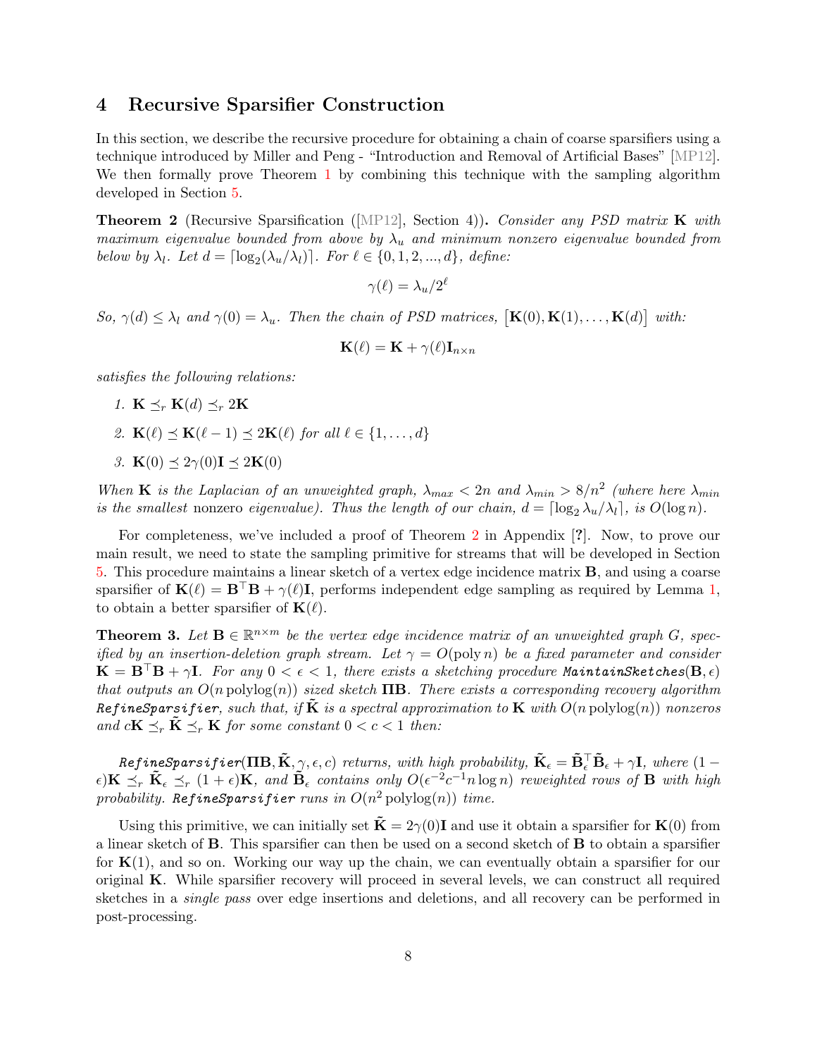## 4 Recursive Sparsifier Construction

In this section, we describe the recursive procedure for obtaining a chain of coarse sparsifiers using a technique introduced by Miller and Peng - "Introduction and Removal of Artificial Bases" [MP12]. We then formally prove Theorem 1 by combining this technique with the sampling algorithm developed in Section 5.

**Theorem 2** (Recursive Sparsification ([MP12], Section 4))**.** *Consider any PSD matrix $\mathbf{K}$ with maximum eigenvalue bounded from above by $\lambda_u$ and minimum nonzero eigenvalue bounded from below by $\lambda_l$. Let $d = \lceil \log_2(\lambda_u/\lambda_l) \rceil$. For $\ell \in \{0, 1, 2, ..., d\}$, define:*

$$\gamma(\ell) = \lambda_u / 2^\ell$$

*So, $\gamma(d) \leq \lambda_l$ and $\gamma(0) = \lambda_u$. Then the chain of PSD matrices, $[\mathbf{K}(0), \mathbf{K}(1), \ldots, \mathbf{K}(d)]$ with:*

$$\mathbf{K}(\ell) = \mathbf{K} + \gamma(\ell)\mathbf{I}_{n\times n}$$

*satisfies the following relations:*

1. $\mathbf{K} \preceq_r \mathbf{K}(d) \preceq_r 2\mathbf{K}$
2. $\mathbf{K}(\ell) \preceq \mathbf{K}(\ell-1) \preceq 2\mathbf{K}(\ell)$ *for all* $\ell \in \{1, \ldots, d\}$
3. $\mathbf{K}(0) \preceq 2\gamma(0)\mathbf{I} \preceq 2\mathbf{K}(0)$

*When $\mathbf{K}$ is the Laplacian of an unweighted graph, $\lambda_{max} < 2n$ and $\lambda_{min} > 8/n^2$ (where here $\lambda_{min}$ is the smallest* nonzero *eigenvalue). Thus the length of our chain, $d = \lceil \log_2 \lambda_u/\lambda_l \rceil$, is $O(\log n)$.*

For completeness, we've included a proof of Theorem 2 in Appendix [?]. Now, to prove our main result, we need to state the sampling primitive for streams that will be developed in Section 5. This procedure maintains a linear sketch of a vertex edge incidence matrix $\mathbf{B}$, and using a coarse sparsifier of $\mathbf{K}(\ell) = \mathbf{B}^\top \mathbf{B} + \gamma(\ell)\mathbf{I}$, performs independent edge sampling as required by Lemma 1, to obtain a better sparsifier of $\mathbf{K}(\ell)$.

**Theorem 3.** *Let $\mathbf{B} \in \mathbb{R}^{n\times m}$ be the vertex edge incidence matrix of an unweighted graph $G$, specified by an insertion-deletion graph stream. Let $\gamma = O(\text{poly}\, n)$ be a fixed parameter and consider $\mathbf{K} = \mathbf{B}^\top\mathbf{B} + \gamma\mathbf{I}$. For any $0 < \epsilon < 1$, there exists a sketching procedure **MaintainSketches**$(\mathbf{B}, \epsilon)$ that outputs an $O(n\, \text{polylog}(n))$ sized sketch $\mathbf{\Pi B}$. There exists a corresponding recovery algorithm **RefineSparsifier**, such that, if $\tilde{\mathbf{K}}$ is a spectral approximation to $\mathbf{K}$ with $O(n\, \text{polylog}(n))$ nonzeros and $c\mathbf{K} \preceq_r \tilde{\mathbf{K}} \preceq_r \mathbf{K}$ for some constant $0 < c < 1$ then:*

***RefineSparsifier**$(\mathbf{\Pi B}, \tilde{\mathbf{K}}, \gamma, \epsilon, c)$ returns, with high probability, $\tilde{\mathbf{K}}_\epsilon = \tilde{\mathbf{B}}_\epsilon^\top \tilde{\mathbf{B}}_\epsilon + \gamma\mathbf{I}$, where $(1-\epsilon)\mathbf{K} \preceq_r \tilde{\mathbf{K}}_\epsilon \preceq_r (1+\epsilon)\mathbf{K}$, and $\tilde{\mathbf{B}}_\epsilon$ contains only $O(\epsilon^{-2}c^{-1} n \log n)$ reweighted rows of $\mathbf{B}$ with high probability. **RefineSparsifier** runs in $O(n^2\, \text{polylog}(n))$ time.*

Using this primitive, we can initially set $\tilde{\mathbf{K}} = 2\gamma(0)\mathbf{I}$ and use it obtain a sparsifier for $\mathbf{K}(0)$ from a linear sketch of $\mathbf{B}$. This sparsifier can then be used on a second sketch of $\mathbf{B}$ to obtain a sparsifier for $\mathbf{K}(1)$, and so on. Working our way up the chain, we can eventually obtain a sparsifier for our original $\mathbf{K}$. While sparsifier recovery will proceed in several levels, we can construct all required sketches in a *single pass* over edge insertions and deletions, and all recovery can be performed in post-processing.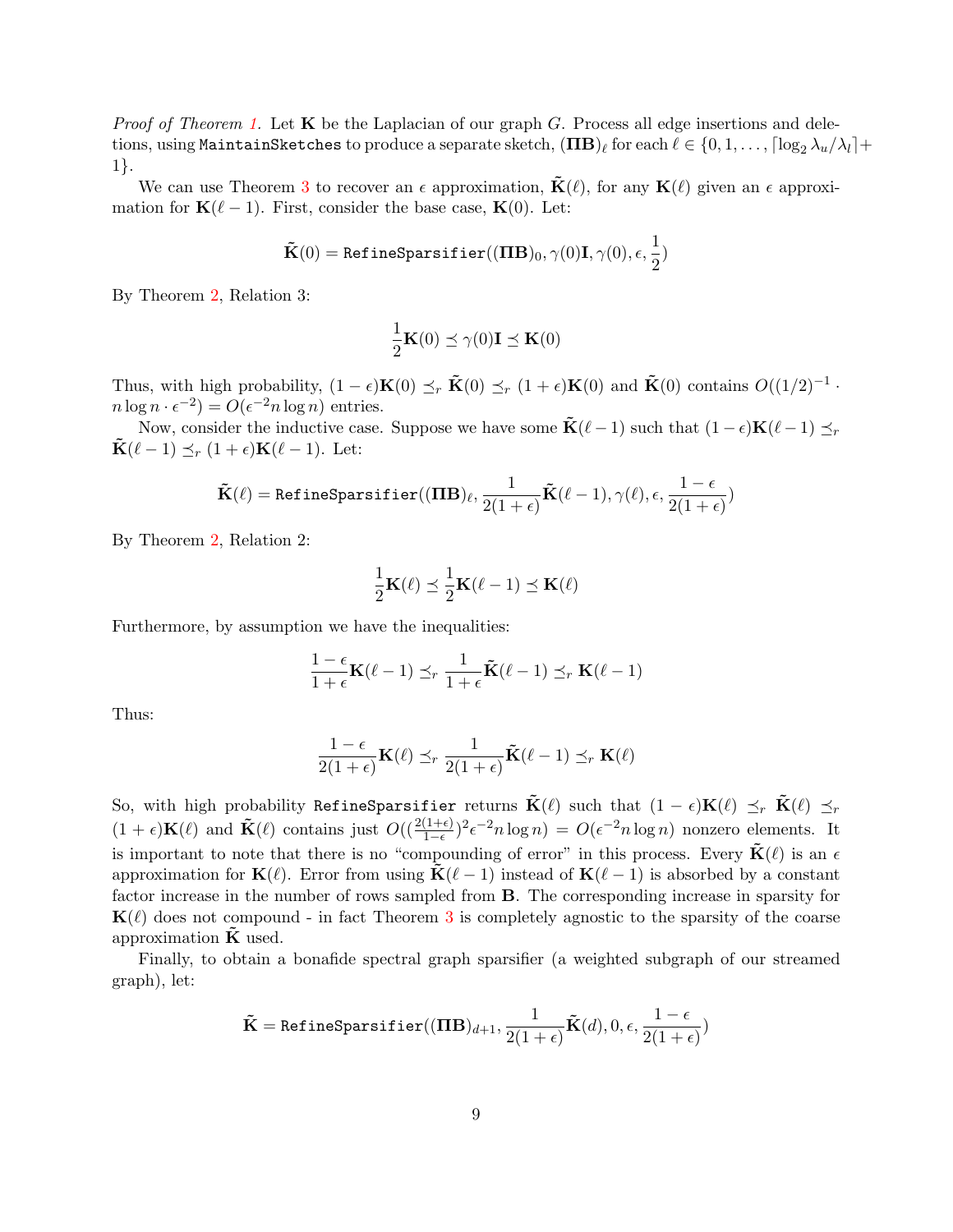*Proof of Theorem 1.* Let $\mathbf{K}$ be the Laplacian of our graph $G$. Process all edge insertions and deletions, using `MaintainSketches` to produce a separate sketch, $(\mathbf{\Pi B})_\ell$ for each $\ell \in \{0, 1, \ldots, \lceil \log_2 \lambda_u/\lambda_l \rceil + 1\}$.

We can use Theorem 3 to recover an $\epsilon$ approximation, $\tilde{\mathbf{K}}(\ell)$, for any $\mathbf{K}(\ell)$ given an $\epsilon$ approximation for $\mathbf{K}(\ell-1)$. First, consider the base case, $\mathbf{K}(0)$. Let:

$$\tilde{\mathbf{K}}(0) = \texttt{RefineSparsifier}((\mathbf{\Pi B})_0, \gamma(0)\mathbf{I}, \gamma(0), \epsilon, \frac{1}{2})$$

By Theorem 2, Relation 3:

$$\frac{1}{2}\mathbf{K}(0) \preceq \gamma(0)\mathbf{I} \preceq \mathbf{K}(0)$$

Thus, with high probability, $(1-\epsilon)\mathbf{K}(0) \preceq_r \tilde{\mathbf{K}}(0) \preceq_r (1+\epsilon)\mathbf{K}(0)$ and $\tilde{\mathbf{K}}(0)$ contains $O((1/2)^{-1} \cdot n \log n \cdot \epsilon^{-2}) = O(\epsilon^{-2} n \log n)$ entries.

Now, consider the inductive case. Suppose we have some $\tilde{\mathbf{K}}(\ell-1)$ such that $(1-\epsilon)\mathbf{K}(\ell-1) \preceq_r \tilde{\mathbf{K}}(\ell-1) \preceq_r (1+\epsilon)\mathbf{K}(\ell-1)$. Let:

$$\tilde{\mathbf{K}}(\ell) = \texttt{RefineSparsifier}((\mathbf{\Pi B})_\ell, \frac{1}{2(1+\epsilon)}\tilde{\mathbf{K}}(\ell-1), \gamma(\ell), \epsilon, \frac{1-\epsilon}{2(1+\epsilon)})$$

By Theorem 2, Relation 2:

$$\frac{1}{2}\mathbf{K}(\ell) \preceq \frac{1}{2}\mathbf{K}(\ell-1) \preceq \mathbf{K}(\ell)$$

Furthermore, by assumption we have the inequalities:

$$\frac{1-\epsilon}{1+\epsilon}\mathbf{K}(\ell-1) \preceq_r \frac{1}{1+\epsilon}\tilde{\mathbf{K}}(\ell-1) \preceq_r \mathbf{K}(\ell-1)$$

Thus:

$$\frac{1-\epsilon}{2(1+\epsilon)}\mathbf{K}(\ell) \preceq_r \frac{1}{2(1+\epsilon)}\tilde{\mathbf{K}}(\ell-1) \preceq_r \mathbf{K}(\ell)$$

So, with high probability `RefineSparsifier` returns $\tilde{\mathbf{K}}(\ell)$ such that $(1-\epsilon)\mathbf{K}(\ell) \preceq_r \tilde{\mathbf{K}}(\ell) \preceq_r (1+\epsilon)\mathbf{K}(\ell)$ and $\tilde{\mathbf{K}}(\ell)$ contains just $O((\frac{2(1+\epsilon)}{1-\epsilon})^2 \epsilon^{-2} n \log n) = O(\epsilon^{-2} n \log n)$ nonzero elements. It is important to note that there is no "compounding of error" in this process. Every $\tilde{\mathbf{K}}(\ell)$ is an $\epsilon$ approximation for $\mathbf{K}(\ell)$. Error from using $\tilde{\mathbf{K}}(\ell-1)$ instead of $\mathbf{K}(\ell-1)$ is absorbed by a constant factor increase in the number of rows sampled from $\mathbf{B}$. The corresponding increase in sparsity for $\mathbf{K}(\ell)$ does not compound - in fact Theorem 3 is completely agnostic to the sparsity of the coarse approximation $\tilde{\mathbf{K}}$ used.

Finally, to obtain a bonafide spectral graph sparsifier (a weighted subgraph of our streamed graph), let:

$$\tilde{\mathbf{K}} = \texttt{RefineSparsifier}((\mathbf{\Pi B})_{d+1}, \frac{1}{2(1+\epsilon)}\tilde{\mathbf{K}}(d), 0, \epsilon, \frac{1-\epsilon}{2(1+\epsilon)})$$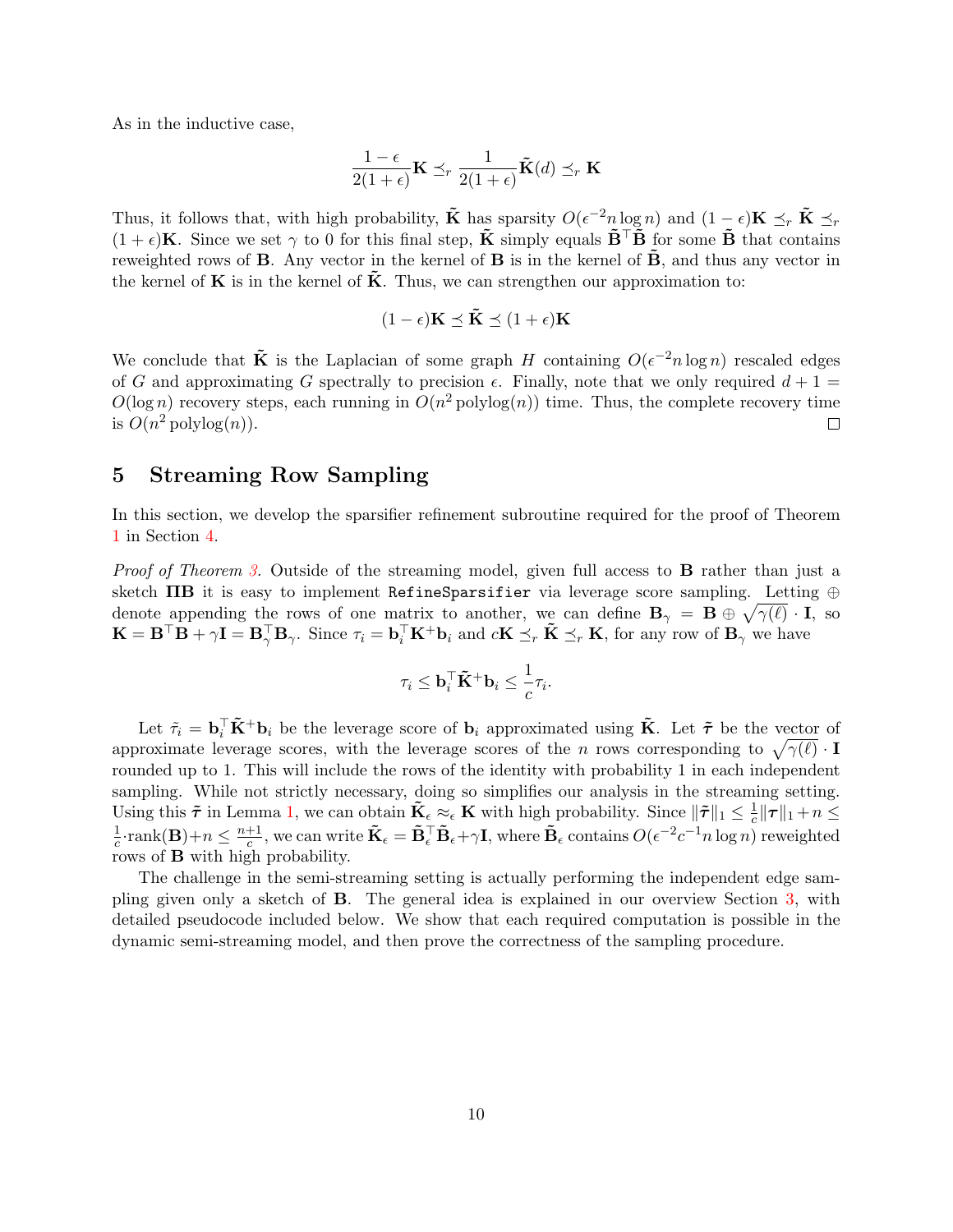As in the inductive case,

$$\frac{1-\epsilon}{2(1+\epsilon)}\mathbf{K} \preceq_r \frac{1}{2(1+\epsilon)}\tilde{\mathbf{K}}(d) \preceq_r \mathbf{K}$$

Thus, it follows that, with high probability, $\tilde{\mathbf{K}}$ has sparsity $O(\epsilon^{-2} n \log n)$ and $(1-\epsilon)\mathbf{K} \preceq_r \tilde{\mathbf{K}} \preceq_r (1+\epsilon)\mathbf{K}$. Since we set $\gamma$ to 0 for this final step, $\tilde{\mathbf{K}}$ simply equals $\tilde{\mathbf{B}}^\top \tilde{\mathbf{B}}$ for some $\tilde{\mathbf{B}}$ that contains reweighted rows of $\mathbf{B}$. Any vector in the kernel of $\mathbf{B}$ is in the kernel of $\tilde{\mathbf{B}}$, and thus any vector in the kernel of $\mathbf{K}$ is in the kernel of $\tilde{\mathbf{K}}$. Thus, we can strengthen our approximation to:

$$(1-\epsilon)\mathbf{K} \preceq \tilde{\mathbf{K}} \preceq (1+\epsilon)\mathbf{K}$$

We conclude that $\tilde{\mathbf{K}}$ is the Laplacian of some graph $H$ containing $O(\epsilon^{-2} n \log n)$ rescaled edges of $G$ and approximating $G$ spectrally to precision $\epsilon$. Finally, note that we only required $d+1 = O(\log n)$ recovery steps, each running in $O(n^2 \operatorname{polylog}(n))$ time. Thus, the complete recovery time is $O(n^2 \operatorname{polylog}(n))$. □

## 5 Streaming Row Sampling

In this section, we develop the sparsifier refinement subroutine required for the proof of Theorem 1 in Section 4.

*Proof of Theorem 3.* Outside of the streaming model, given full access to $\mathbf{B}$ rather than just a sketch $\mathbf{\Pi B}$ it is easy to implement `RefineSparsifier` via leverage score sampling. Letting $\oplus$ denote appending the rows of one matrix to another, we can define $\mathbf{B}_\gamma = \mathbf{B} \oplus \sqrt{\gamma(\ell)} \cdot \mathbf{I}$, so $\mathbf{K} = \mathbf{B}^\top \mathbf{B} + \gamma \mathbf{I} = \mathbf{B}_\gamma^\top \mathbf{B}_\gamma$. Since $\tau_i = \mathbf{b}_i^\top \mathbf{K}^+ \mathbf{b}_i$ and $c\mathbf{K} \preceq_r \tilde{\mathbf{K}} \preceq_r \mathbf{K}$, for any row of $\mathbf{B}_\gamma$ we have

$$\tau_i \leq \mathbf{b}_i^\top \tilde{\mathbf{K}}^+ \mathbf{b}_i \leq \frac{1}{c}\tau_i.$$

Let $\tilde{\tau}_i = \mathbf{b}_i^\top \tilde{\mathbf{K}}^+ \mathbf{b}_i$ be the leverage score of $\mathbf{b}_i$ approximated using $\tilde{\mathbf{K}}$. Let $\tilde{\boldsymbol{\tau}}$ be the vector of approximate leverage scores, with the leverage scores of the $n$ rows corresponding to $\sqrt{\gamma(\ell)} \cdot \mathbf{I}$ rounded up to 1. This will include the rows of the identity with probability 1 in each independent sampling. While not strictly necessary, doing so simplifies our analysis in the streaming setting. Using this $\tilde{\boldsymbol{\tau}}$ in Lemma 1, we can obtain $\tilde{\mathbf{K}}_\epsilon \approx_\epsilon \mathbf{K}$ with high probability. Since $\|\tilde{\boldsymbol{\tau}}\|_1 \leq \frac{1}{c}\|\boldsymbol{\tau}\|_1 + n \leq \frac{1}{c} \cdot \operatorname{rank}(\mathbf{B}) + n \leq \frac{n+1}{c}$, we can write $\tilde{\mathbf{K}}_\epsilon = \tilde{\mathbf{B}}_\epsilon^\top \tilde{\mathbf{B}}_\epsilon + \gamma \mathbf{I}$, where $\tilde{\mathbf{B}}_\epsilon$ contains $O(\epsilon^{-2} c^{-1} n \log n)$ reweighted rows of $\mathbf{B}$ with high probability.

The challenge in the semi-streaming setting is actually performing the independent edge sampling given only a sketch of $\mathbf{B}$. The general idea is explained in our overview Section 3, with detailed pseudocode included below. We show that each required computation is possible in the dynamic semi-streaming model, and then prove the correctness of the sampling procedure.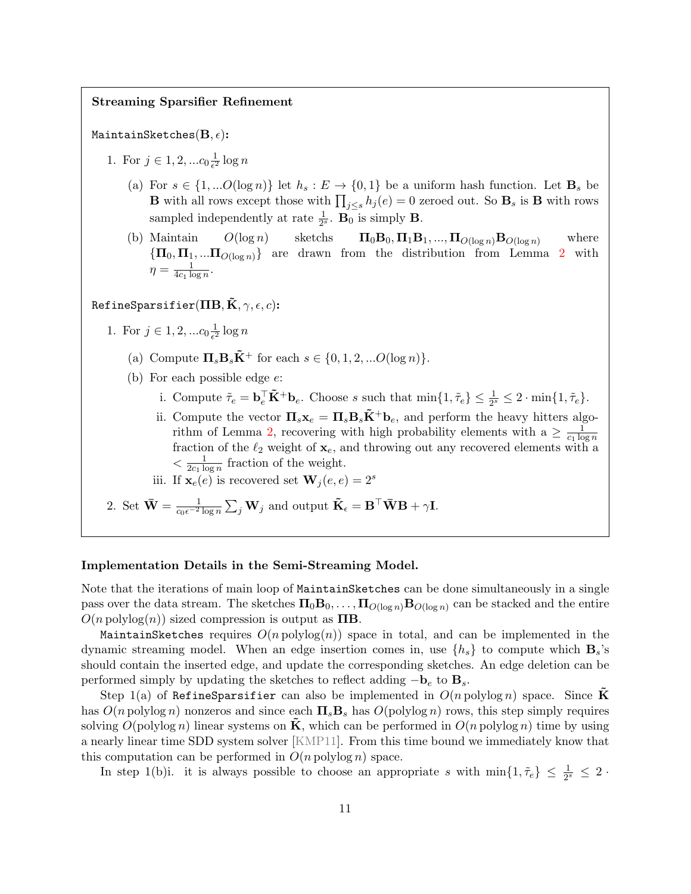**Streaming Sparsifier Refinement**

`MaintainSketches`$(\mathbf{B}, \epsilon)$**:**

1. For $j \in 1, 2, \ldots c_0 \frac{1}{\epsilon^2} \log n$

   (a) For $s \in \{1, \ldots O(\log n)\}$ let $h_s : E \rightarrow \{0, 1\}$ be a uniform hash function. Let $\mathbf{B}_s$ be $\mathbf{B}$ with all rows except those with $\prod_{j \leq s} h_j(e) = 0$ zeroed out. So $\mathbf{B}_s$ is $\mathbf{B}$ with rows sampled independently at rate $\frac{1}{2^s}$. $\mathbf{B}_0$ is simply $\mathbf{B}$.

   (b) Maintain $O(\log n)$ sketches $\mathbf{\Pi}_0 \mathbf{B}_0, \mathbf{\Pi}_1 \mathbf{B}_1, \ldots, \mathbf{\Pi}_{O(\log n)} \mathbf{B}_{O(\log n)}$ where $\{\mathbf{\Pi}_0, \mathbf{\Pi}_1, \ldots \mathbf{\Pi}_{O(\log n)}\}$ are drawn from the distribution from Lemma 2 with $\eta = \frac{1}{4 c_1 \log n}$.

`RefineSparsifier`$(\mathbf{\Pi}\mathbf{B}, \tilde{\mathbf{K}}, \gamma, \epsilon, c)$**:**

1. For $j \in 1, 2, \ldots c_0 \frac{1}{\epsilon^2} \log n$

   (a) Compute $\mathbf{\Pi}_s \mathbf{B}_s \tilde{\mathbf{K}}^+$ for each $s \in \{0, 1, 2, \ldots O(\log n)\}$.

   (b) For each possible edge $e$:

      i. Compute $\tilde{\tau}_e = \mathbf{b}_e^\top \tilde{\mathbf{K}}^+ \mathbf{b}_e$. Choose $s$ such that $\min\{1, \tilde{\tau}_e\} \leq \frac{1}{2^s} \leq 2 \cdot \min\{1, \tilde{\tau}_e\}$.

      ii. Compute the vector $\mathbf{\Pi}_s \mathbf{x}_e = \mathbf{\Pi}_s \mathbf{B}_s \tilde{\mathbf{K}}^+ \mathbf{b}_e$, and perform the heavy hitters algorithm of Lemma 2, recovering with high probability elements with a $\geq \frac{1}{c_1 \log n}$ fraction of the $\ell_2$ weight of $\mathbf{x}_e$, and throwing out any recovered elements with a $< \frac{1}{2 c_1 \log n}$ fraction of the weight.

      iii. If $\mathbf{x}_e(e)$ is recovered set $\mathbf{W}_j(e, e) = 2^s$

2. Set $\bar{\mathbf{W}} = \frac{1}{c_0 \epsilon^{-2} \log n} \sum_j \mathbf{W}_j$ and output $\tilde{\mathbf{K}}_\epsilon = \mathbf{B}^\top \bar{\mathbf{W}} \mathbf{B} + \gamma \mathbf{I}$.

**Implementation Details in the Semi-Streaming Model.**

Note that the iterations of main loop of `MaintainSketches` can be done simultaneously in a single pass over the data stream. The sketches $\mathbf{\Pi}_0 \mathbf{B}_0, \ldots, \mathbf{\Pi}_{O(\log n)} \mathbf{B}_{O(\log n)}$ can be stacked and the entire $O(n \operatorname{polylog}(n))$ sized compression is output as $\mathbf{\Pi}\mathbf{B}$.

`MaintainSketches` requires $O(n \operatorname{polylog}(n))$ space in total, and can be implemented in the dynamic streaming model. When an edge insertion comes in, use $\{h_s\}$ to compute which $\mathbf{B}_s$'s should contain the inserted edge, and update the corresponding sketches. An edge deletion can be performed simply by updating the sketches to reflect adding $-\mathbf{b}_e$ to $\mathbf{B}_s$.

Step 1(a) of `RefineSparsifier` can also be implemented in $O(n \operatorname{polylog} n)$ space. Since $\tilde{\mathbf{K}}$ has $O(n \operatorname{polylog} n)$ nonzeros and since each $\mathbf{\Pi}_s \mathbf{B}_s$ has $O(\operatorname{polylog} n)$ rows, this step simply requires solving $O(\operatorname{polylog} n)$ linear systems on $\tilde{\mathbf{K}}$, which can be performed in $O(n \operatorname{polylog} n)$ time by using a nearly linear time SDD system solver [KMP11]. From this time bound we immediately know that this computation can be performed in $O(n \operatorname{polylog} n)$ space.

In step 1(b)i. it is always possible to choose an appropriate $s$ with $\min\{1, \tilde{\tau}_e\} \leq \frac{1}{2^s} \leq 2 \cdot$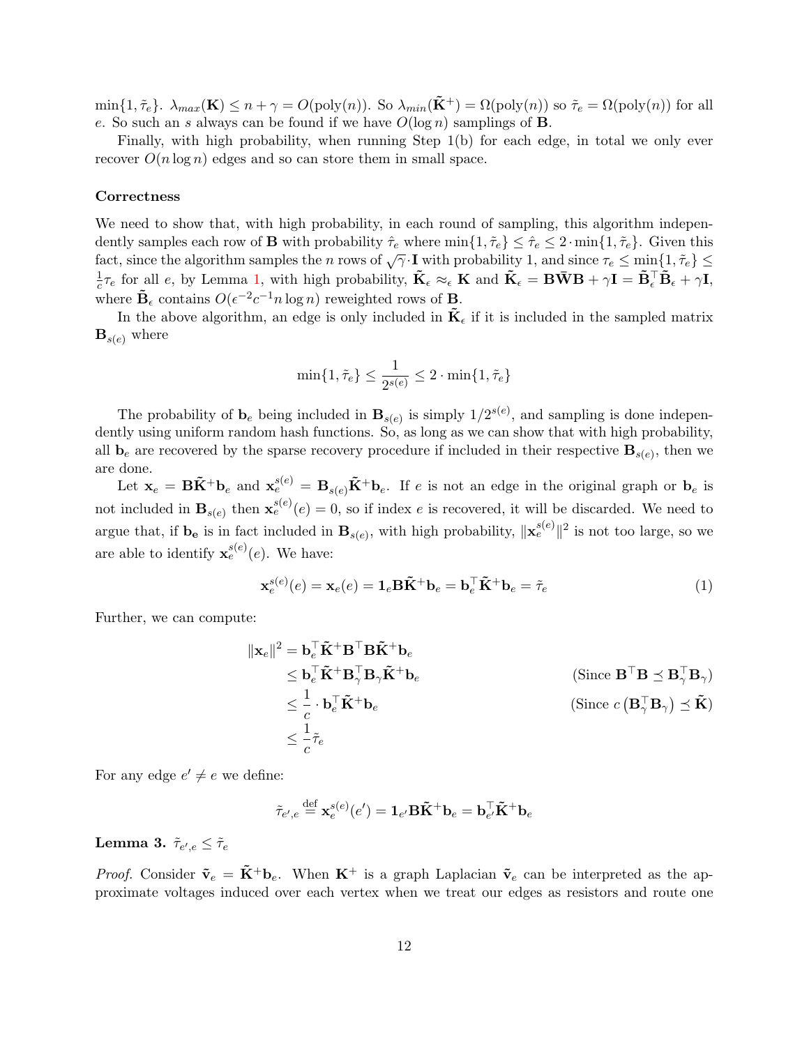$\min\{1, \tilde{\tau}_e\}$. $\lambda_{max}(\mathbf{K}) \leq n + \gamma = O(\text{poly}(n))$. So $\lambda_{min}(\tilde{\mathbf{K}}^+) = \Omega(\text{poly}(n))$ so $\tilde{\tau}_e = \Omega(\text{poly}(n))$ for all $e$. So such an $s$ always can be found if we have $O(\log n)$ samplings of $\mathbf{B}$.

Finally, with high probability, when running Step 1(b) for each edge, in total we only ever recover $O(n \log n)$ edges and so can store them in small space.

**Correctness**

We need to show that, with high probability, in each round of sampling, this algorithm independently samples each row of $\mathbf{B}$ with probability $\hat{\tau}_e$ where $\min\{1, \tilde{\tau}_e\} \leq \hat{\tau}_e \leq 2 \cdot \min\{1, \tilde{\tau}_e\}$. Given this fact, since the algorithm samples the $n$ rows of $\sqrt{\gamma} \cdot \mathbf{I}$ with probability 1, and since $\tau_e \leq \min\{1, \tilde{\tau}_e\} \leq \frac{1}{c}\tau_e$ for all $e$, by Lemma 1, with high probability, $\tilde{\mathbf{K}}_\epsilon \approx_\epsilon \mathbf{K}$ and $\tilde{\mathbf{K}}_\epsilon = \mathbf{B}\bar{\mathbf{W}}\mathbf{B} + \gamma\mathbf{I} = \tilde{\mathbf{B}}_\epsilon^\top \tilde{\mathbf{B}}_\epsilon + \gamma\mathbf{I}$, where $\tilde{\mathbf{B}}_\epsilon$ contains $O(\epsilon^{-2}c^{-1}n \log n)$ reweighted rows of $\mathbf{B}$.

In the above algorithm, an edge is only included in $\tilde{\mathbf{K}}_\epsilon$ if it is included in the sampled matrix $\mathbf{B}_{s(e)}$ where

$$\min\{1, \tilde{\tau}_e\} \leq \frac{1}{2^{s(e)}} \leq 2 \cdot \min\{1, \tilde{\tau}_e\}$$

The probability of $\mathbf{b}_e$ being included in $\mathbf{B}_{s(e)}$ is simply $1/2^{s(e)}$, and sampling is done independently using uniform random hash functions. So, as long as we can show that with high probability, all $\mathbf{b}_e$ are recovered by the sparse recovery procedure if included in their respective $\mathbf{B}_{s(e)}$, then we are done.

Let $\mathbf{x}_e = \mathbf{B}\tilde{\mathbf{K}}^+\mathbf{b}_e$ and $\mathbf{x}_e^{s(e)} = \mathbf{B}_{s(e)}\tilde{\mathbf{K}}^+\mathbf{b}_e$. If $e$ is not an edge in the original graph or $\mathbf{b}_e$ is not included in $\mathbf{B}_{s(e)}$ then $\mathbf{x}_e^{s(e)}(e) = 0$, so if index $e$ is recovered, it will be discarded. We need to argue that, if $\mathbf{b_e}$ is in fact included in $\mathbf{B}_{s(e)}$, with high probability, $\|\mathbf{x}_e^{s(e)}\|^2$ is not too large, so we are able to identify $\mathbf{x}_e^{s(e)}(e)$. We have:

$$\mathbf{x}_e^{s(e)}(e) = \mathbf{x}_e(e) = \mathbf{1}_e\mathbf{B}\tilde{\mathbf{K}}^+\mathbf{b}_e = \mathbf{b}_e^\top\tilde{\mathbf{K}}^+\mathbf{b}_e = \tilde{\tau}_e \tag{1}$$

Further, we can compute:

$$\begin{aligned}
\|\mathbf{x}_e\|^2 &= \mathbf{b}_e^\top\tilde{\mathbf{K}}^+\mathbf{B}^\top\mathbf{B}\tilde{\mathbf{K}}^+\mathbf{b}_e \\
&\leq \mathbf{b}_e^\top\tilde{\mathbf{K}}^+\mathbf{B}_\gamma^\top\mathbf{B}_\gamma\tilde{\mathbf{K}}^+\mathbf{b}_e && (\text{Since } \mathbf{B}^\top\mathbf{B} \preceq \mathbf{B}_\gamma^\top\mathbf{B}_\gamma) \\
&\leq \frac{1}{c} \cdot \mathbf{b}_e^\top\tilde{\mathbf{K}}^+\mathbf{b}_e && (\text{Since } c\left(\mathbf{B}_\gamma^\top\mathbf{B}_\gamma\right) \preceq \tilde{\mathbf{K}}) \\
&\leq \frac{1}{c}\tilde{\tau}_e
\end{aligned}$$

For any edge $e' \neq e$ we define:

$$\tilde{\tau}_{e',e} \stackrel{\text{def}}{=} \mathbf{x}_e^{s(e)}(e') = \mathbf{1}_{e'}\mathbf{B}\tilde{\mathbf{K}}^+\mathbf{b}_e = \mathbf{b}_{e'}^\top\tilde{\mathbf{K}}^+\mathbf{b}_e$$

**Lemma 3.** $\tilde{\tau}_{e',e} \leq \tilde{\tau}_e$

*Proof.* Consider $\tilde{\mathbf{v}}_e = \tilde{\mathbf{K}}^+\mathbf{b}_e$. When $\mathbf{K}^+$ is a graph Laplacian $\tilde{\mathbf{v}}_e$ can be interpreted as the approximate voltages induced over each vertex when we treat our edges as resistors and route one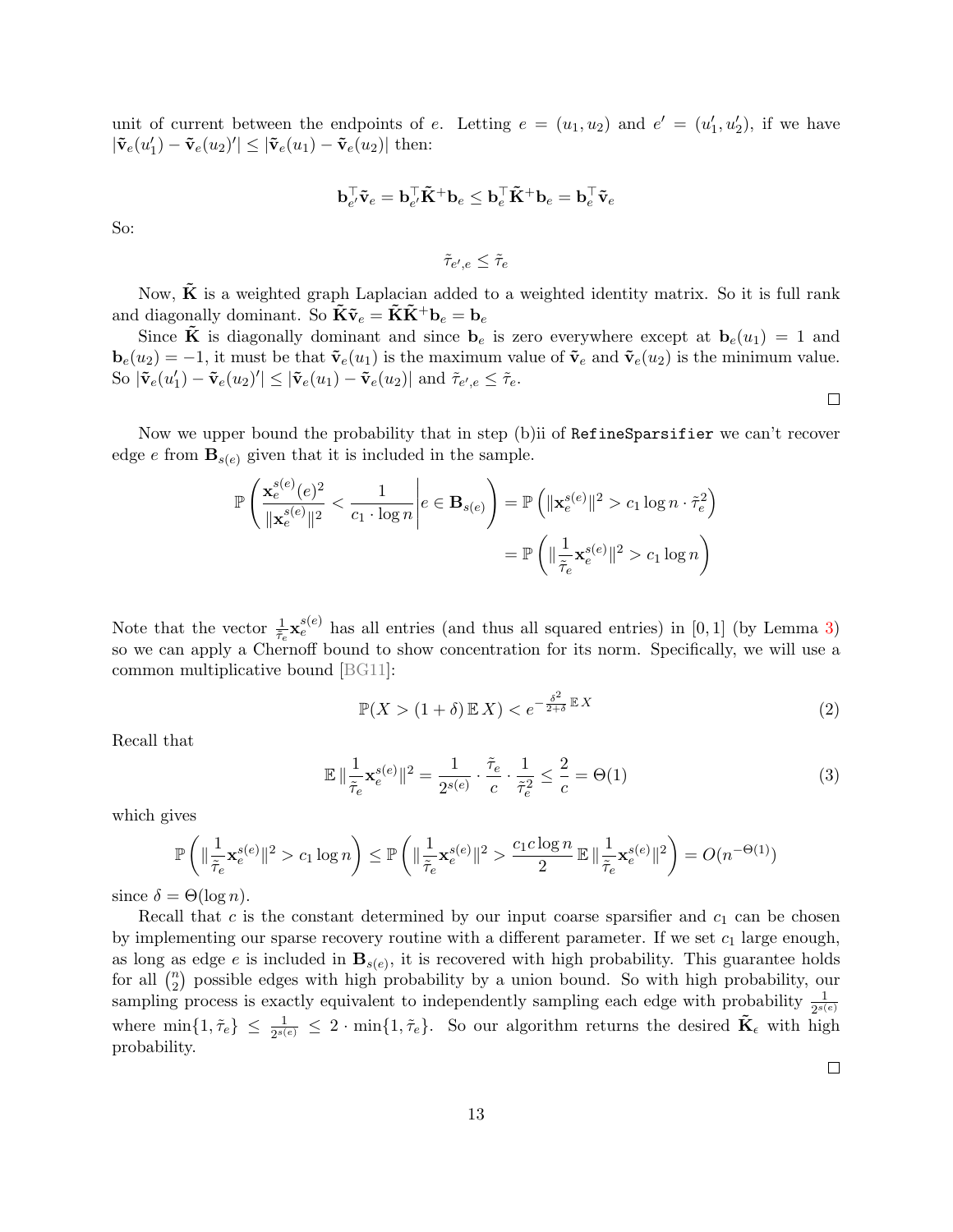unit of current between the endpoints of $e$. Letting $e = (u_1, u_2)$ and $e' = (u'_1, u'_2)$, if we have $|\tilde{\mathbf{v}}_e(u'_1) - \tilde{\mathbf{v}}_e(u_2)'| \leq |\tilde{\mathbf{v}}_e(u_1) - \tilde{\mathbf{v}}_e(u_2)|$ then:

$$\mathbf{b}_{e'}^\top \tilde{\mathbf{v}}_e = \mathbf{b}_{e'}^\top \tilde{\mathbf{K}}^+ \mathbf{b}_e \leq \mathbf{b}_e^\top \tilde{\mathbf{K}}^+ \mathbf{b}_e = \mathbf{b}_e^\top \tilde{\mathbf{v}}_e$$

So:

$$\tilde{\tau}_{e',e} \leq \tilde{\tau}_e$$

Now, $\tilde{\mathbf{K}}$ is a weighted graph Laplacian added to a weighted identity matrix. So it is full rank and diagonally dominant. So $\tilde{\mathbf{K}}\tilde{\mathbf{v}}_e = \tilde{\mathbf{K}}\tilde{\mathbf{K}}^+\mathbf{b}_e = \mathbf{b}_e$

Since $\tilde{\mathbf{K}}$ is diagonally dominant and since $\mathbf{b}_e$ is zero everywhere except at $\mathbf{b}_e(u_1) = 1$ and $\mathbf{b}_e(u_2) = -1$, it must be that $\tilde{\mathbf{v}}_e(u_1)$ is the maximum value of $\tilde{\mathbf{v}}_e$ and $\tilde{\mathbf{v}}_e(u_2)$ is the minimum value. So $|\tilde{\mathbf{v}}_e(u'_1) - \tilde{\mathbf{v}}_e(u_2)'| \leq |\tilde{\mathbf{v}}_e(u_1) - \tilde{\mathbf{v}}_e(u_2)|$ and $\tilde{\tau}_{e',e} \leq \tilde{\tau}_e$.

□

Now we upper bound the probability that in step (b)ii of `RefineSparsifier` we can't recover edge $e$ from $\mathbf{B}_{s(e)}$ given that it is included in the sample.

$$\mathbb{P}\left( \frac{\mathbf{x}_e^{s(e)}(e)^2}{\|\mathbf{x}_e^{s(e)}\|^2} < \frac{1}{c_1 \cdot \log n} \middle| e \in \mathbf{B}_{s(e)} \right) = \mathbb{P}\left( \|\mathbf{x}_e^{s(e)}\|^2 > c_1 \log n \cdot \tilde{\tau}_e^2 \right)$$
$$= \mathbb{P}\left( \|\frac{1}{\tilde{\tau}_e}\mathbf{x}_e^{s(e)}\|^2 > c_1 \log n \right)$$

Note that the vector $\frac{1}{\tilde{\tau}_e}\mathbf{x}_e^{s(e)}$ has all entries (and thus all squared entries) in $[0, 1]$ (by Lemma 3) so we can apply a Chernoff bound to show concentration for its norm. Specifically, we will use a common multiplicative bound [BG11]:

$$\mathbb{P}(X > (1+\delta)\,\mathbb{E}\,X) < e^{-\frac{\delta^2}{2+\delta}\,\mathbb{E}\,X} \tag{2}$$

Recall that

$$\mathbb{E}\,\|\frac{1}{\tilde{\tau}_e}\mathbf{x}_e^{s(e)}\|^2 = \frac{1}{2^{s(e)}} \cdot \frac{\tilde{\tau}_e}{c} \cdot \frac{1}{\tilde{\tau}_e^2} \leq \frac{2}{c} = \Theta(1) \tag{3}$$

which gives

$$\mathbb{P}\left( \|\frac{1}{\tilde{\tau}_e}\mathbf{x}_e^{s(e)}\|^2 > c_1 \log n \right) \leq \mathbb{P}\left( \|\frac{1}{\tilde{\tau}_e}\mathbf{x}_e^{s(e)}\|^2 > \frac{c_1 c \log n}{2}\,\mathbb{E}\,\|\frac{1}{\tilde{\tau}_e}\mathbf{x}_e^{s(e)}\|^2 \right) = O(n^{-\Theta(1)})$$

since $\delta = \Theta(\log n)$.

Recall that $c$ is the constant determined by our input coarse sparsifier and $c_1$ can be chosen by implementing our sparse recovery routine with a different parameter. If we set $c_1$ large enough, as long as edge $e$ is included in $\mathbf{B}_{s(e)}$, it is recovered with high probability. This guarantee holds for all $\binom{n}{2}$ possible edges with high probability by a union bound. So with high probability, our sampling process is exactly equivalent to independently sampling each edge with probability $\frac{1}{2^{s(e)}}$ where $\min\{1, \tilde{\tau}_e\} \leq \frac{1}{2^{s(e)}} \leq 2 \cdot \min\{1, \tilde{\tau}_e\}$. So our algorithm returns the desired $\tilde{\mathbf{K}}_\epsilon$ with high probability.

□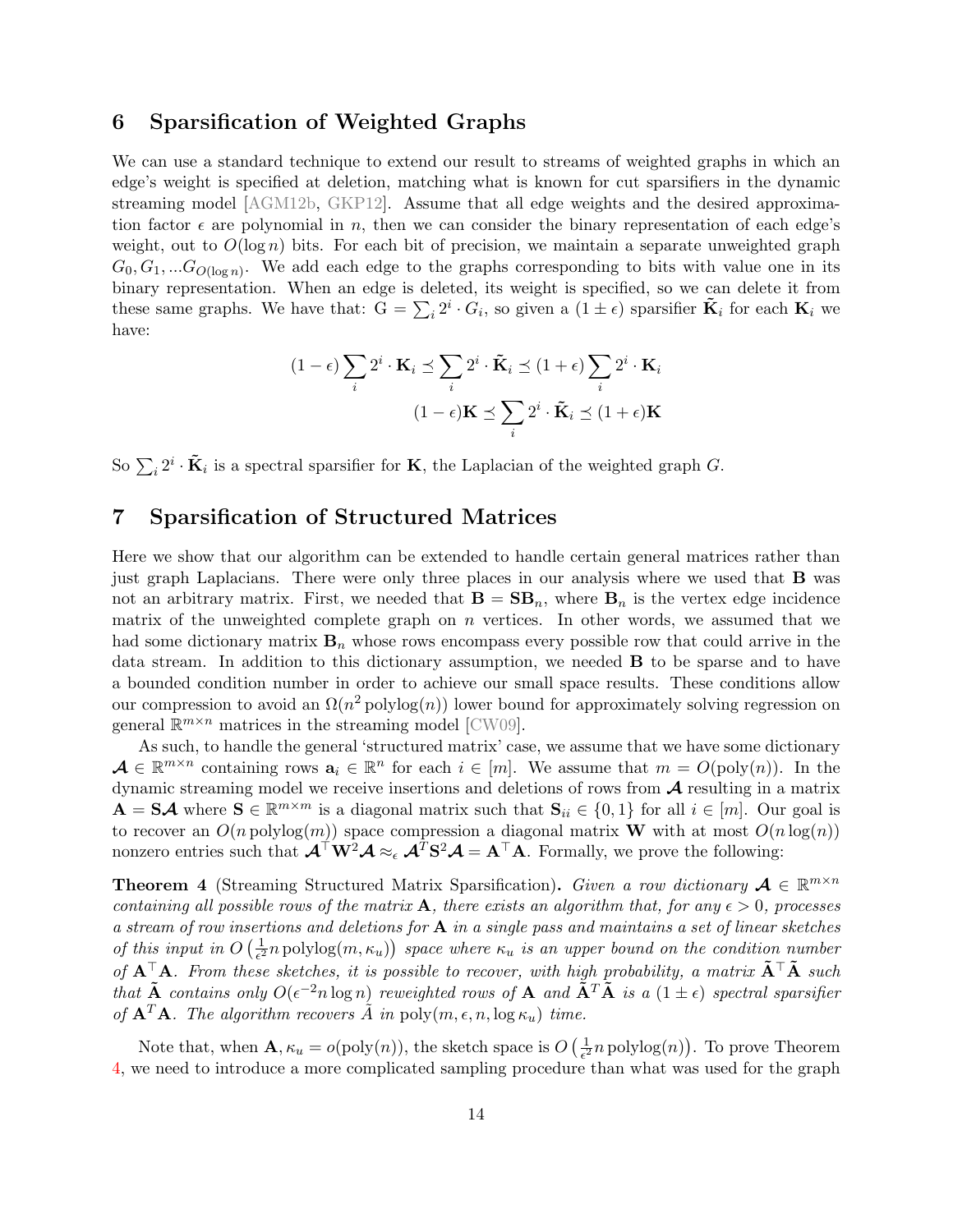## 6 Sparsification of Weighted Graphs

We can use a standard technique to extend our result to streams of weighted graphs in which an edge's weight is specified at deletion, matching what is known for cut sparsifiers in the dynamic streaming model [AGM12b, GKP12]. Assume that all edge weights and the desired approximation factor $\epsilon$ are polynomial in $n$, then we can consider the binary representation of each edge's weight, out to $O(\log n)$ bits. For each bit of precision, we maintain a separate unweighted graph $G_0, G_1, ...G_{O(\log n)}$. We add each edge to the graphs corresponding to bits with value one in its binary representation. When an edge is deleted, its weight is specified, so we can delete it from these same graphs. We have that: $\mathrm{G} = \sum_i 2^i \cdot G_i$, so given a $(1 \pm \epsilon)$ sparsifier $\tilde{\mathbf{K}}_i$ for each $\mathbf{K}_i$ we have:

$$(1-\epsilon)\sum_i 2^i \cdot \mathbf{K}_i \preceq \sum_i 2^i \cdot \tilde{\mathbf{K}}_i \preceq (1+\epsilon)\sum_i 2^i \cdot \mathbf{K}_i$$

$$(1-\epsilon)\mathbf{K} \preceq \sum_i 2^i \cdot \tilde{\mathbf{K}}_i \preceq (1+\epsilon)\mathbf{K}$$

So $\sum_i 2^i \cdot \tilde{\mathbf{K}}_i$ is a spectral sparsifier for $\mathbf{K}$, the Laplacian of the weighted graph $G$.

## 7 Sparsification of Structured Matrices

Here we show that our algorithm can be extended to handle certain general matrices rather than just graph Laplacians. There were only three places in our analysis where we used that $\mathbf{B}$ was not an arbitrary matrix. First, we needed that $\mathbf{B} = \mathbf{S}\mathbf{B}_n$, where $\mathbf{B}_n$ is the vertex edge incidence matrix of the unweighted complete graph on $n$ vertices. In other words, we assumed that we had some dictionary matrix $\mathbf{B}_n$ whose rows encompass every possible row that could arrive in the data stream. In addition to this dictionary assumption, we needed $\mathbf{B}$ to be sparse and to have a bounded condition number in order to achieve our small space results. These conditions allow our compression to avoid an $\Omega(n^2 \operatorname{polylog}(n))$ lower bound for approximately solving regression on general $\mathbb{R}^{m \times n}$ matrices in the streaming model [CW09].

As such, to handle the general 'structured matrix' case, we assume that we have some dictionary $\boldsymbol{\mathcal{A}} \in \mathbb{R}^{m \times n}$ containing rows $\mathbf{a}_i \in \mathbb{R}^n$ for each $i \in [m]$. We assume that $m = O(\operatorname{poly}(n))$. In the dynamic streaming model we receive insertions and deletions of rows from $\boldsymbol{\mathcal{A}}$ resulting in a matrix $\mathbf{A} = \mathbf{S}\boldsymbol{\mathcal{A}}$ where $\mathbf{S} \in \mathbb{R}^{m \times m}$ is a diagonal matrix such that $\mathbf{S}_{ii} \in \{0, 1\}$ for all $i \in [m]$. Our goal is to recover an $O(n \operatorname{polylog}(m))$ space compression a diagonal matrix $\mathbf{W}$ with at most $O(n \log(n))$ nonzero entries such that $\boldsymbol{\mathcal{A}}^\top \mathbf{W}^2 \boldsymbol{\mathcal{A}} \approx_\epsilon \boldsymbol{\mathcal{A}}^T \mathbf{S}^2 \boldsymbol{\mathcal{A}} = \mathbf{A}^\top \mathbf{A}$. Formally, we prove the following:

**Theorem 4** (Streaming Structured Matrix Sparsification)**.** *Given a row dictionary $\boldsymbol{\mathcal{A}} \in \mathbb{R}^{m \times n}$ containing all possible rows of the matrix $\mathbf{A}$, there exists an algorithm that, for any $\epsilon > 0$, processes a stream of row insertions and deletions for $\mathbf{A}$ in a single pass and maintains a set of linear sketches of this input in $O\left(\frac{1}{\epsilon^2} n \operatorname{polylog}(m, \kappa_u)\right)$ space where $\kappa_u$ is an upper bound on the condition number of $\mathbf{A}^\top \mathbf{A}$. From these sketches, it is possible to recover, with high probability, a matrix $\tilde{\mathbf{A}}^\top \tilde{\mathbf{A}}$ such that $\tilde{\mathbf{A}}$ contains only $O(\epsilon^{-2} n \log n)$ reweighted rows of $\mathbf{A}$ and $\tilde{\mathbf{A}}^T \tilde{\mathbf{A}}$ is a $(1 \pm \epsilon)$ spectral sparsifier of $\mathbf{A}^T \mathbf{A}$. The algorithm recovers $\tilde{A}$ in $\operatorname{poly}(m, \epsilon, n, \log \kappa_u)$ time.*

Note that, when $\mathbf{A}, \kappa_u = o(\operatorname{poly}(n))$, the sketch space is $O\left(\frac{1}{\epsilon^2} n \operatorname{polylog}(n)\right)$. To prove Theorem 4, we need to introduce a more complicated sampling procedure than what was used for the graph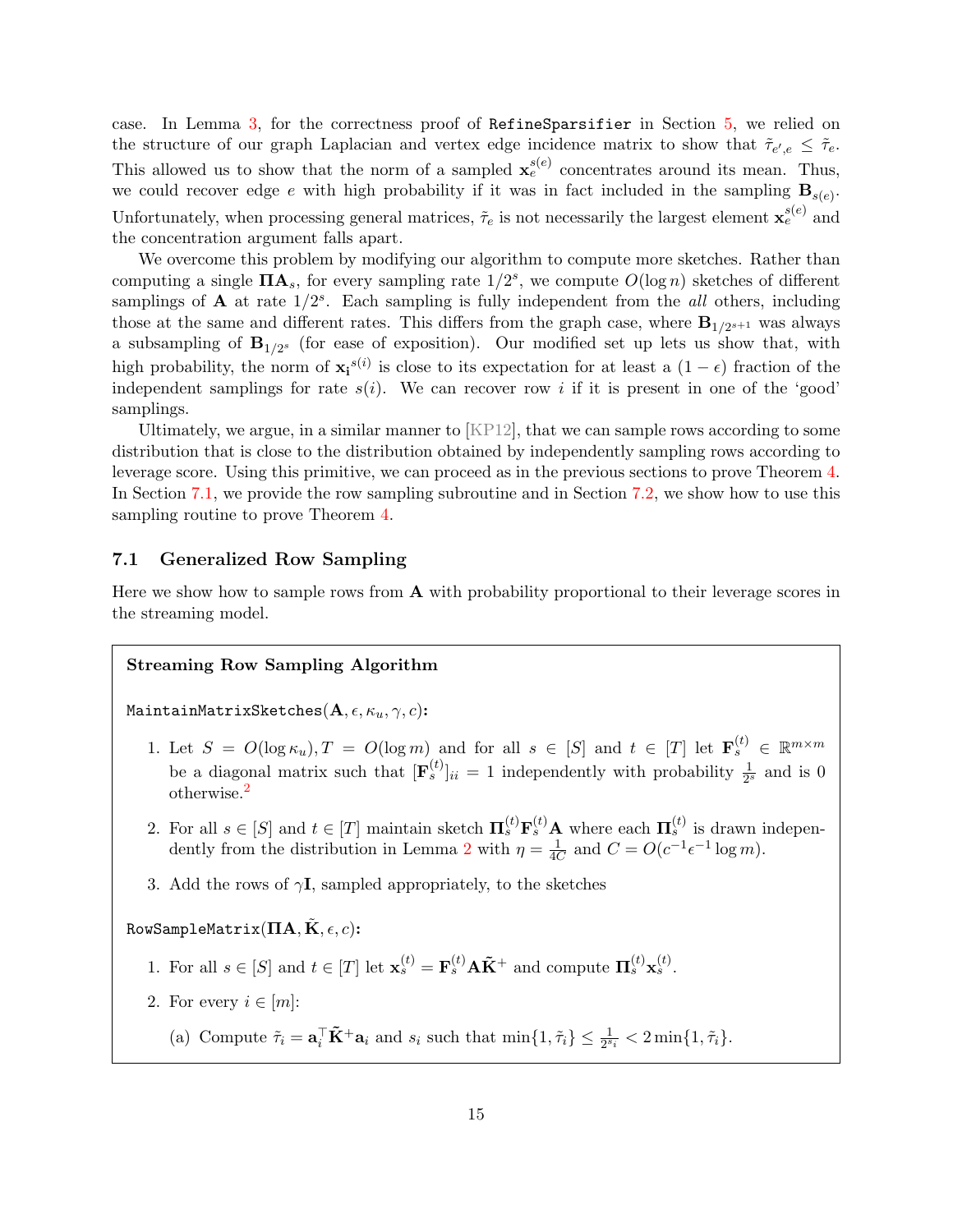case. In Lemma 3, for the correctness proof of `RefineSparsifier` in Section 5, we relied on the structure of our graph Laplacian and vertex edge incidence matrix to show that $\tilde{\tau}_{e',e} \leq \tilde{\tau}_e$. This allowed us to show that the norm of a sampled $\mathbf{x}_e^{s(e)}$ concentrates around its mean. Thus, we could recover edge $e$ with high probability if it was in fact included in the sampling $\mathbf{B}_{s(e)}$. Unfortunately, when processing general matrices, $\tilde{\tau}_e$ is not necessarily the largest element $\mathbf{x}_e^{s(e)}$ and the concentration argument falls apart.

We overcome this problem by modifying our algorithm to compute more sketches. Rather than computing a single $\mathbf{\Pi A}_s$, for every sampling rate $1/2^s$, we compute $O(\log n)$ sketches of different samplings of $\mathbf{A}$ at rate $1/2^s$. Each sampling is fully independent from the *all* others, including those at the same and different rates. This differs from the graph case, where $\mathbf{B}_{1/2^{s+1}}$ was always a subsampling of $\mathbf{B}_{1/2^s}$ (for ease of exposition). Our modified set up lets us show that, with high probability, the norm of $\mathbf{x_i}^{s(i)}$ is close to its expectation for at least a $(1-\epsilon)$ fraction of the independent samplings for rate $s(i)$. We can recover row $i$ if it is present in one of the 'good' samplings.

Ultimately, we argue, in a similar manner to [KP12], that we can sample rows according to some distribution that is close to the distribution obtained by independently sampling rows according to leverage score. Using this primitive, we can proceed as in the previous sections to prove Theorem 4. In Section 7.1, we provide the row sampling subroutine and in Section 7.2, we show how to use this sampling routine to prove Theorem 4.

### 7.1 Generalized Row Sampling

Here we show how to sample rows from $\mathbf{A}$ with probability proportional to their leverage scores in the streaming model.

**Streaming Row Sampling Algorithm**

`MaintainMatrixSketches`$(\mathbf{A}, \epsilon, \kappa_u, \gamma, c)$**:**

1. Let $S = O(\log \kappa_u), T = O(\log m)$ and for all $s \in [S]$ and $t \in [T]$ let $\mathbf{F}_s^{(t)} \in \mathbb{R}^{m \times m}$ be a diagonal matrix such that $[\mathbf{F}_s^{(t)}]_{ii} = 1$ independently with probability $\frac{1}{2^s}$ and is 0 otherwise.[2]
2. For all $s \in [S]$ and $t \in [T]$ maintain sketch $\mathbf{\Pi}_s^{(t)} \mathbf{F}_s^{(t)} \mathbf{A}$ where each $\mathbf{\Pi}_s^{(t)}$ is drawn independently from the distribution in Lemma 2 with $\eta = \frac{1}{4C}$ and $C = O(c^{-1}\epsilon^{-1}\log m)$.
3. Add the rows of $\gamma \mathbf{I}$, sampled appropriately, to the sketches

`RowSampleMatrix`$(\mathbf{\Pi A}, \tilde{\mathbf{K}}, \epsilon, c)$**:**

1. For all $s \in [S]$ and $t \in [T]$ let $\mathbf{x}_s^{(t)} = \mathbf{F}_s^{(t)} \mathbf{A} \tilde{\mathbf{K}}^+$ and compute $\mathbf{\Pi}_s^{(t)} \mathbf{x}_s^{(t)}$.
2. For every $i \in [m]$:
   (a) Compute $\tilde{\tau}_i = \mathbf{a}_i^\top \tilde{\mathbf{K}}^+ \mathbf{a}_i$ and $s_i$ such that $\min\{1, \tilde{\tau}_i\} \leq \frac{1}{2^{s_i}} < 2\min\{1, \tilde{\tau}_i\}$.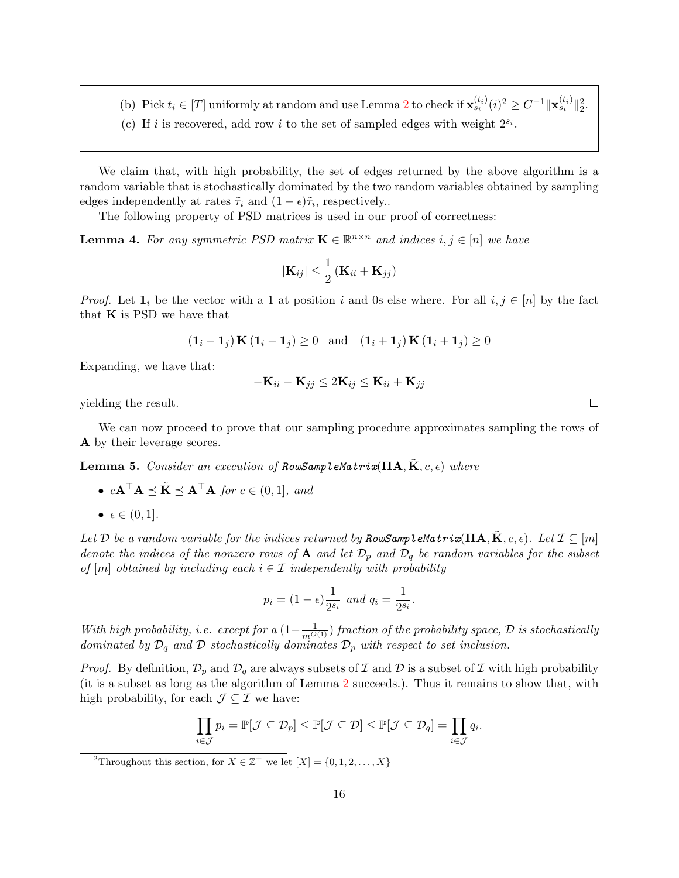(b) Pick $t_i \in [T]$ uniformly at random and use Lemma 2 to check if $\mathbf{x}_{s_i}^{(t_i)}(i)^2 \geq C^{-1}\|\mathbf{x}_{s_i}^{(t_i)}\|_2^2$.

(c) If $i$ is recovered, add row $i$ to the set of sampled edges with weight $2^{s_i}$.

We claim that, with high probability, the set of edges returned by the above algorithm is a random variable that is stochastically dominated by the two random variables obtained by sampling edges independently at rates $\tilde{\tau}_i$ and $(1-\epsilon)\tilde{\tau}_i$, respectively..

The following property of PSD matrices is used in our proof of correctness:

**Lemma 4.** *For any symmetric PSD matrix $\mathbf{K} \in \mathbb{R}^{n\times n}$ and indices $i, j \in [n]$ we have*

$$|\mathbf{K}_{ij}| \leq \frac{1}{2}\left(\mathbf{K}_{ii} + \mathbf{K}_{jj}\right)$$

*Proof.* Let $\mathbf{1}_i$ be the vector with a 1 at position $i$ and 0s else where. For all $i, j \in [n]$ by the fact that $\mathbf{K}$ is PSD we have that

$$\left(\mathbf{1}_i - \mathbf{1}_j\right)\mathbf{K}\left(\mathbf{1}_i - \mathbf{1}_j\right) \geq 0 \quad \text{and} \quad \left(\mathbf{1}_i + \mathbf{1}_j\right)\mathbf{K}\left(\mathbf{1}_i + \mathbf{1}_j\right) \geq 0$$

Expanding, we have that:

$$-\mathbf{K}_{ii} - \mathbf{K}_{jj} \leq 2\mathbf{K}_{ij} \leq \mathbf{K}_{ii} + \mathbf{K}_{jj}$$

yielding the result. □

We can now proceed to prove that our sampling procedure approximates sampling the rows of $\mathbf{A}$ by their leverage scores.

**Lemma 5.** *Consider an execution of RowSampleMatrix$(\mathbf{\Pi A}, \tilde{\mathbf{K}}, c, \epsilon)$ where*

- $c\mathbf{A}^\top\mathbf{A} \preceq \tilde{\mathbf{K}} \preceq \mathbf{A}^\top\mathbf{A}$ *for* $c \in (0, 1]$, *and*
- $\epsilon \in (0, 1]$.

*Let $\mathcal{D}$ be a random variable for the indices returned by RowSampleMatrix$(\mathbf{\Pi A}, \tilde{\mathbf{K}}, c, \epsilon)$. Let $\mathcal{I} \subseteq [m]$ denote the indices of the nonzero rows of $\mathbf{A}$ and let $\mathcal{D}_p$ and $\mathcal{D}_q$ be random variables for the subset of $[m]$ obtained by including each $i \in \mathcal{I}$ independently with probability*

$$p_i = (1-\epsilon)\frac{1}{2^{s_i}} \text{ and } q_i = \frac{1}{2^{s_i}}.$$

*With high probability, i.e. except for a $(1-\frac{1}{m^{O(1)}})$ fraction of the probability space, $\mathcal{D}$ is stochastically dominated by $\mathcal{D}_q$ and $\mathcal{D}$ stochastically dominates $\mathcal{D}_p$ with respect to set inclusion.*

*Proof.* By definition, $\mathcal{D}_p$ and $\mathcal{D}_q$ are always subsets of $\mathcal{I}$ and $\mathcal{D}$ is a subset of $\mathcal{I}$ with high probability (it is a subset as long as the algorithm of Lemma 2 succeeds.). Thus it remains to show that, with high probability, for each $\mathcal{J} \subseteq \mathcal{I}$ we have:

$$\prod_{i\in\mathcal{J}} p_i = \mathbb{P}[\mathcal{J} \subseteq \mathcal{D}_p] \leq \mathbb{P}[\mathcal{J} \subseteq \mathcal{D}] \leq \mathbb{P}[\mathcal{J} \subseteq \mathcal{D}_q] = \prod_{i\in\mathcal{J}} q_i.$$

[2]Throughout this section, for $X \in \mathbb{Z}^+$ we let $[X] = \{0, 1, 2, \ldots, X\}$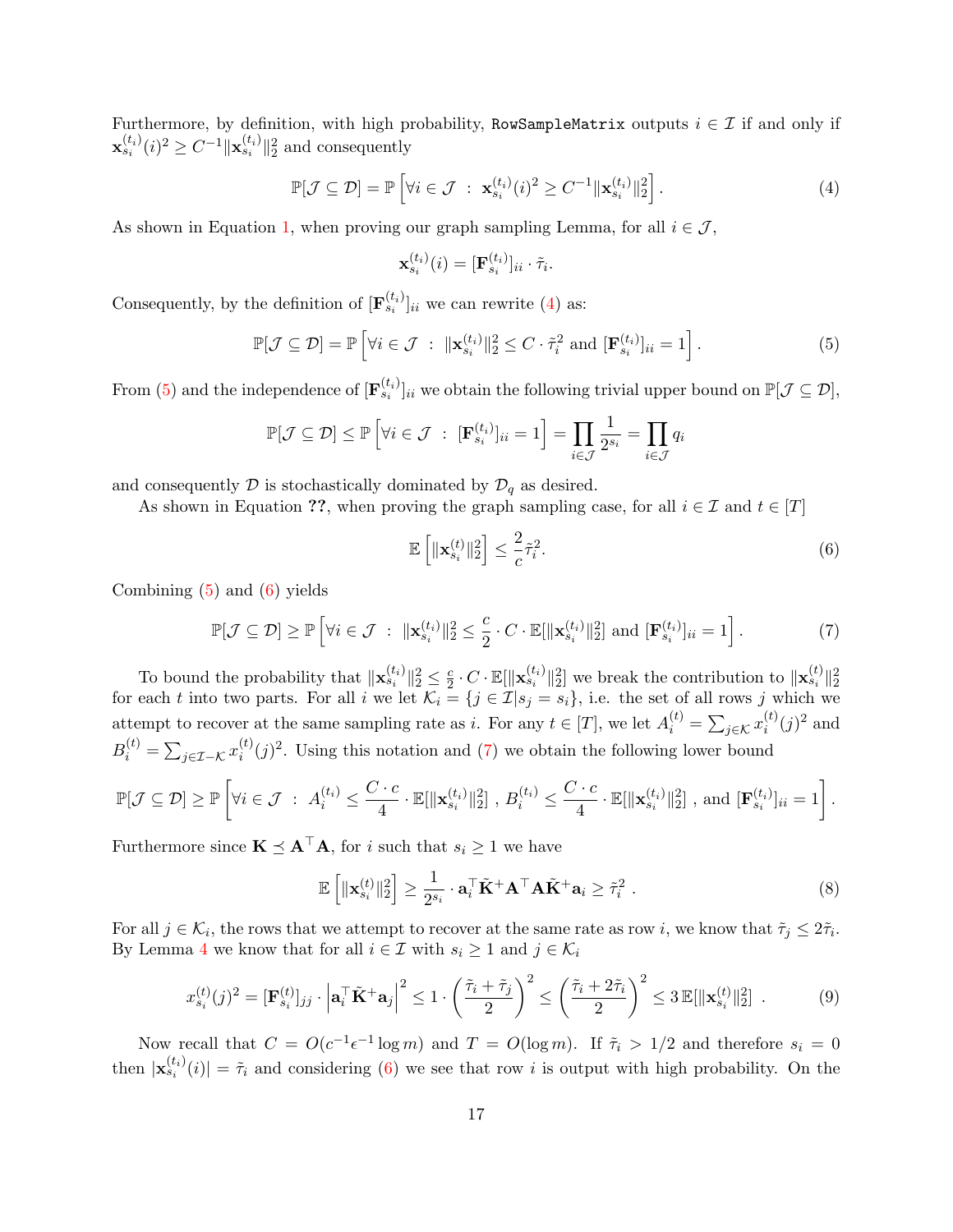Furthermore, by definition, with high probability, `RowSampleMatrix` outputs $i \in \mathcal{I}$ if and only if $\mathbf{x}_{s_i}^{(t_i)}(i)^2 \geq C^{-1}\|\mathbf{x}_{s_i}^{(t_i)}\|_2^2$ and consequently

$$\mathbb{P}[\mathcal{J} \subseteq \mathcal{D}] = \mathbb{P}\left[\forall i \in \mathcal{J} \;:\; \mathbf{x}_{s_i}^{(t_i)}(i)^2 \geq C^{-1}\|\mathbf{x}_{s_i}^{(t_i)}\|_2^2\right]. \tag{4}$$

As shown in Equation 1, when proving our graph sampling Lemma, for all $i \in \mathcal{J}$,

$$\mathbf{x}_{s_i}^{(t_i)}(i) = [\mathbf{F}_{s_i}^{(t_i)}]_{ii} \cdot \tilde{\tau}_i.$$

Consequently, by the definition of $[\mathbf{F}_{s_i}^{(t_i)}]_{ii}$ we can rewrite (4) as:

$$\mathbb{P}[\mathcal{J} \subseteq \mathcal{D}] = \mathbb{P}\left[\forall i \in \mathcal{J} \;:\; \|\mathbf{x}_{s_i}^{(t_i)}\|_2^2 \leq C \cdot \tilde{\tau}_i^2 \text{ and } [\mathbf{F}_{s_i}^{(t_i)}]_{ii} = 1\right]. \tag{5}$$

From (5) and the independence of $[\mathbf{F}_{s_i}^{(t_i)}]_{ii}$ we obtain the following trivial upper bound on $\mathbb{P}[\mathcal{J} \subseteq \mathcal{D}]$,

$$\mathbb{P}[\mathcal{J} \subseteq \mathcal{D}] \leq \mathbb{P}\left[\forall i \in \mathcal{J} \;:\; [\mathbf{F}_{s_i}^{(t_i)}]_{ii} = 1\right] = \prod_{i \in \mathcal{J}} \frac{1}{2^{s_i}} = \prod_{i \in \mathcal{J}} q_i$$

and consequently $\mathcal{D}$ is stochastically dominated by $\mathcal{D}_q$ as desired.

As shown in Equation **??**, when proving the graph sampling case, for all $i \in \mathcal{I}$ and $t \in [T]$

$$\mathbb{E}\left[\|\mathbf{x}_{s_i}^{(t)}\|_2^2\right] \leq \frac{2}{c}\tilde{\tau}_i^2. \tag{6}$$

Combining (5) and (6) yields

$$\mathbb{P}[\mathcal{J} \subseteq \mathcal{D}] \geq \mathbb{P}\left[\forall i \in \mathcal{J} \;:\; \|\mathbf{x}_{s_i}^{(t_i)}\|_2^2 \leq \frac{c}{2} \cdot C \cdot \mathbb{E}[\|\mathbf{x}_{s_i}^{(t_i)}\|_2^2] \text{ and } [\mathbf{F}_{s_i}^{(t_i)}]_{ii} = 1\right]. \tag{7}$$

To bound the probability that $\|\mathbf{x}_{s_i}^{(t_i)}\|_2^2 \leq \frac{c}{2} \cdot C \cdot \mathbb{E}[\|\mathbf{x}_{s_i}^{(t_i)}\|_2^2]$ we break the contribution to $\|\mathbf{x}_{s_i}^{(t)}\|_2^2$ for each $t$ into two parts. For all $i$ we let $\mathcal{K}_i = \{j \in \mathcal{I} | s_j = s_i\}$, i.e. the set of all rows $j$ which we attempt to recover at the same sampling rate as $i$. For any $t \in [T]$, we let $A_i^{(t)} = \sum_{j \in \mathcal{K}} x_i^{(t)}(j)^2$ and $B_i^{(t)} = \sum_{j \in \mathcal{I} - \mathcal{K}} x_i^{(t)}(j)^2$. Using this notation and (7) we obtain the following lower bound

$$\mathbb{P}[\mathcal{J} \subseteq \mathcal{D}] \geq \mathbb{P}\left[\forall i \in \mathcal{J} \;:\; A_i^{(t_i)} \leq \frac{C \cdot c}{4} \cdot \mathbb{E}[\|\mathbf{x}_{s_i}^{(t_i)}\|_2^2] \;,\; B_i^{(t_i)} \leq \frac{C \cdot c}{4} \cdot \mathbb{E}[\|\mathbf{x}_{s_i}^{(t_i)}\|_2^2] \;,\text{ and } [\mathbf{F}_{s_i}^{(t_i)}]_{ii} = 1\right].$$

Furthermore since $\mathbf{K} \preceq \mathbf{A}^\top \mathbf{A}$, for $i$ such that $s_i \geq 1$ we have

$$\mathbb{E}\left[\|\mathbf{x}_{s_i}^{(t)}\|_2^2\right] \geq \frac{1}{2^{s_i}} \cdot \mathbf{a}_i^\top \tilde{\mathbf{K}}^+ \mathbf{A}^\top \mathbf{A} \tilde{\mathbf{K}}^+ \mathbf{a}_i \geq \tilde{\tau}_i^2 \;. \tag{8}$$

For all $j \in \mathcal{K}_i$, the rows that we attempt to recover at the same rate as row $i$, we know that $\tilde{\tau}_j \leq 2\tilde{\tau}_i$. By Lemma 4 we know that for all $i \in \mathcal{I}$ with $s_i \geq 1$ and $j \in \mathcal{K}_i$

$$x_{s_i}^{(t)}(j)^2 = [\mathbf{F}_{s_i}^{(t)}]_{jj} \cdot \left|\mathbf{a}_i^\top \tilde{\mathbf{K}}^+ \mathbf{a}_j\right|^2 \leq 1 \cdot \left(\frac{\tilde{\tau}_i + \tilde{\tau}_j}{2}\right)^2 \leq \left(\frac{\tilde{\tau}_i + 2\tilde{\tau}_i}{2}\right)^2 \leq 3\,\mathbb{E}[\|\mathbf{x}_{s_i}^{(t)}\|_2^2] \;. \tag{9}$$

Now recall that $C = O(c^{-1}\epsilon^{-1}\log m)$ and $T = O(\log m)$. If $\tilde{\tau}_i > 1/2$ and therefore $s_i = 0$ then $|\mathbf{x}_{s_i}^{(t_i)}(i)| = \tilde{\tau}_i$ and considering (6) we see that row $i$ is output with high probability. On the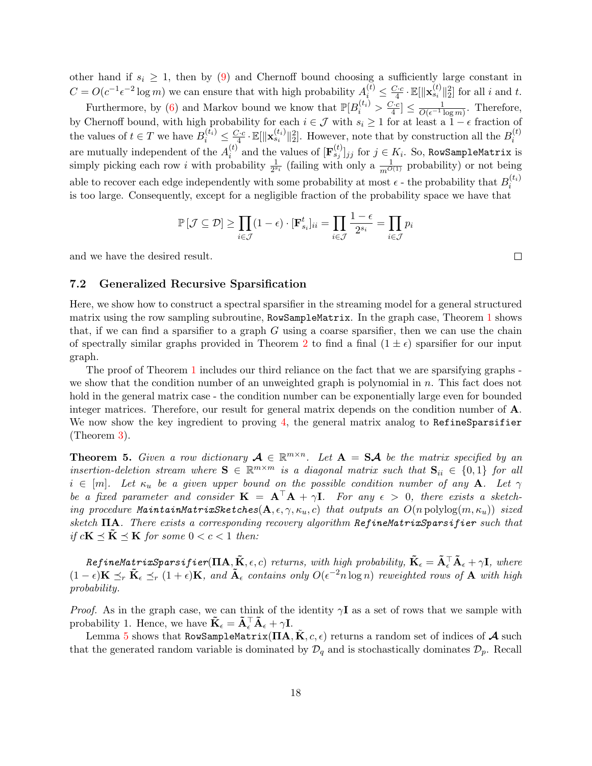other hand if $s_i \geq 1$, then by (9) and Chernoff bound choosing a sufficiently large constant in $C = O(c^{-1}\epsilon^{-2}\log m)$ we can ensure that with high probability $A_i^{(t)} \leq \frac{C \cdot c}{4} \cdot \mathbb{E}[\|\mathbf{x}_{s_i}^{(t)}\|_2^2]$ for all $i$ and $t$.

Furthermore, by (6) and Markov bound we know that $\mathbb{P}[B_i^{(t_i)} > \frac{C \cdot c}{4}] \leq \frac{1}{O(\epsilon^{-1}\log m)}$. Therefore, by Chernoff bound, with high probability for each $i \in \mathcal{J}$ with $s_i \geq 1$ for at least a $1-\epsilon$ fraction of the values of $t \in T$ we have $B_i^{(t_i)} \leq \frac{C \cdot c}{4} \cdot \mathbb{E}[\|\mathbf{x}_{s_i}^{(t_i)}\|_2^2]$. However, note that by construction all the $B_i^{(t)}$ are mutually independent of the $A_i^{(t)}$ and the values of $[\mathbf{F}_{s_j}^{(t)}]_{jj}$ for $j \in K_i$. So, RowSampleMatrix is simply picking each row $i$ with probability $\frac{1}{2^{s_i}}$ (failing with only a $\frac{1}{m^{O(1)}}$ probability) or not being able to recover each edge independently with some probability at most $\epsilon$ - the probability that $B_i^{(t_i)}$ is too large. Consequently, except for a negligible fraction of the probability space we have that

$$\mathbb{P}\left[\mathcal{J} \subseteq \mathcal{D}\right] \geq \prod_{i \in \mathcal{J}} (1-\epsilon) \cdot [\mathbf{F}_{s_i}^t]_{ii} = \prod_{i \in \mathcal{J}} \frac{1-\epsilon}{2^{s_i}} = \prod_{i \in \mathcal{J}} p_i$$

and we have the desired result. □

### 7.2 Generalized Recursive Sparsification

Here, we show how to construct a spectral sparsifier in the streaming model for a general structured matrix using the row sampling subroutine, RowSampleMatrix. In the graph case, Theorem 1 shows that, if we can find a sparsifier to a graph $G$ using a coarse sparsifier, then we can use the chain of spectrally similar graphs provided in Theorem 2 to find a final $(1 \pm \epsilon)$ sparsifier for our input graph.

The proof of Theorem 1 includes our third reliance on the fact that we are sparsifying graphs - we show that the condition number of an unweighted graph is polynomial in $n$. This fact does not hold in the general matrix case - the condition number can be exponentially large even for bounded integer matrices. Therefore, our result for general matrix depends on the condition number of $\mathbf{A}$. We now show the key ingredient to proving 4, the general matrix analog to RefineSparsifier (Theorem 3).

**Theorem 5.** *Given a row dictionary $\boldsymbol{\mathcal{A}} \in \mathbb{R}^{m \times n}$. Let $\mathbf{A} = \mathbf{S}\boldsymbol{\mathcal{A}}$ be the matrix specified by an insertion-deletion stream where $\mathbf{S} \in \mathbb{R}^{m \times m}$ is a diagonal matrix such that $\mathbf{S}_{ii} \in \{0, 1\}$ for all $i \in [m]$. Let $\kappa_u$ be a given upper bound on the possible condition number of any $\mathbf{A}$. Let $\gamma$ be a fixed parameter and consider $\mathbf{K} = \mathbf{A}^\top\mathbf{A} + \gamma\mathbf{I}$. For any $\epsilon > 0$, there exists a sketching procedure MaintainMatrixSketches$(\mathbf{A}, \epsilon, \gamma, \kappa_u, c)$ that outputs an $O(n\,\mathrm{polylog}(m, \kappa_u))$ sized sketch $\mathbf{\Pi A}$. There exists a corresponding recovery algorithm RefineMatrixSparsifier such that if $c\mathbf{K} \preceq \tilde{\mathbf{K}} \preceq \mathbf{K}$ for some $0 < c < 1$ then:*

*RefineMatrixSparsifier$(\mathbf{\Pi A}, \tilde{\mathbf{K}}, \epsilon, c)$ returns, with high probability, $\tilde{\mathbf{K}}_\epsilon = \tilde{\mathbf{A}}_\epsilon^\top \tilde{\mathbf{A}}_\epsilon + \gamma\mathbf{I}$, where $(1-\epsilon)\mathbf{K} \preceq_r \tilde{\mathbf{K}}_\epsilon \preceq_r (1+\epsilon)\mathbf{K}$, and $\tilde{\mathbf{A}}_\epsilon$ contains only $O(\epsilon^{-2} n \log n)$ reweighted rows of $\mathbf{A}$ with high probability.*

*Proof.* As in the graph case, we can think of the identity $\gamma\mathbf{I}$ as a set of rows that we sample with probability 1. Hence, we have $\tilde{\mathbf{K}}_\epsilon = \tilde{\mathbf{A}}_\epsilon^\top \tilde{\mathbf{A}}_\epsilon + \gamma\mathbf{I}$.

Lemma 5 shows that RowSampleMatrix$(\mathbf{\Pi A}, \tilde{\mathbf{K}}, c, \epsilon)$ returns a random set of indices of $\boldsymbol{\mathcal{A}}$ such that the generated random variable is dominated by $\mathcal{D}_q$ and is stochastically dominates $\mathcal{D}_p$. Recall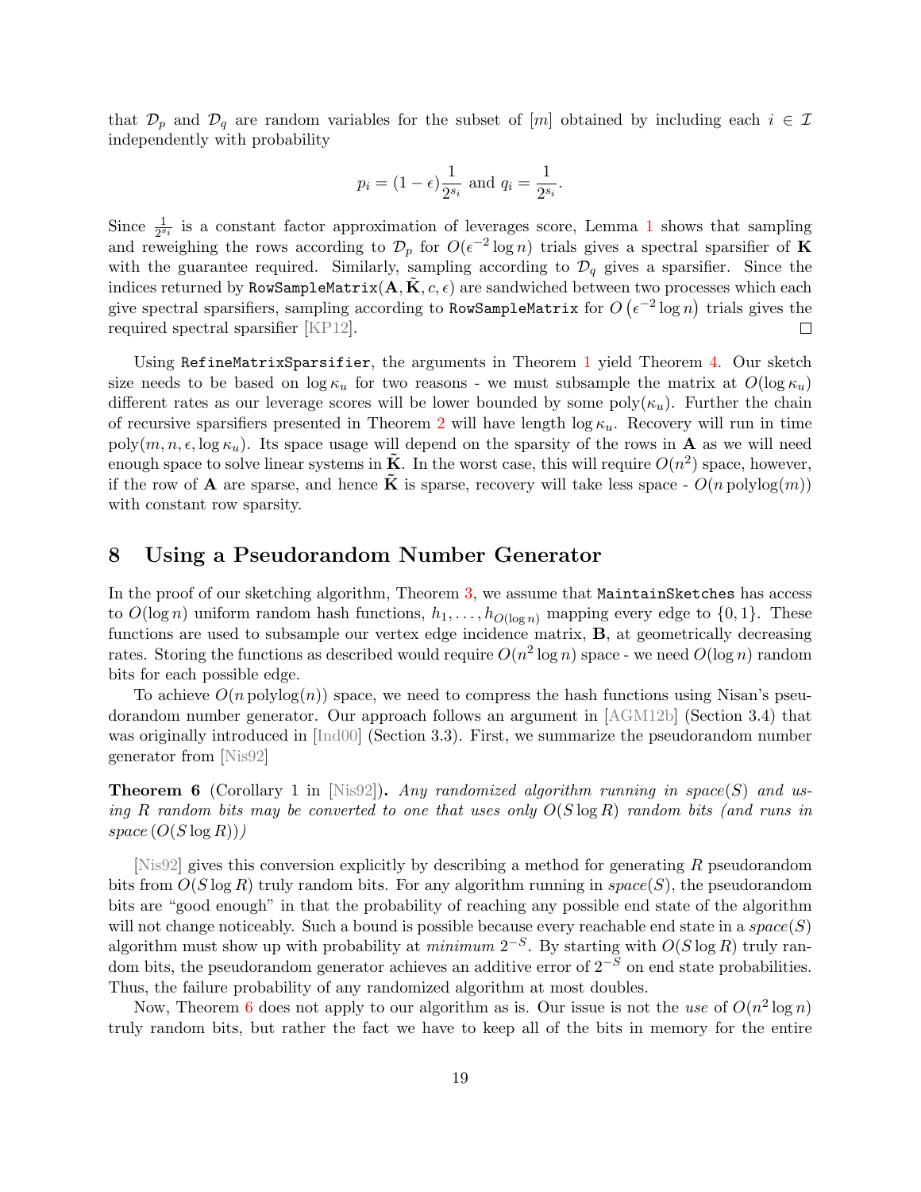that $\mathcal{D}_p$ and $\mathcal{D}_q$ are random variables for the subset of $[m]$ obtained by including each $i \in \mathcal{I}$ independently with probability

$$p_i = (1-\epsilon)\frac{1}{2^{s_i}} \text{ and } q_i = \frac{1}{2^{s_i}}.$$

Since $\frac{1}{2^{s_i}}$ is a constant factor approximation of leverages score, Lemma 1 shows that sampling and reweighing the rows according to $\mathcal{D}_p$ for $O(\epsilon^{-2}\log n)$ trials gives a spectral sparsifier of $\mathbf{K}$ with the guarantee required. Similarly, sampling according to $\mathcal{D}_q$ gives a sparsifier. Since the indices returned by `RowSampleMatrix`$(\mathbf{A}, \tilde{\mathbf{K}}, c, \epsilon)$ are sandwiched between two processes which each give spectral sparsifiers, sampling according to `RowSampleMatrix` for $O\left(\epsilon^{-2}\log n\right)$ trials gives the required spectral sparsifier [KP12]. □

Using `RefineMatrixSparsifier`, the arguments in Theorem 1 yield Theorem 4. Our sketch size needs to be based on $\log \kappa_u$ for two reasons - we must subsample the matrix at $O(\log \kappa_u)$ different rates as our leverage scores will be lower bounded by some $\mathrm{poly}(\kappa_u)$. Further the chain of recursive sparsifiers presented in Theorem 2 will have length $\log \kappa_u$. Recovery will run in time $\mathrm{poly}(m, n, \epsilon, \log \kappa_u)$. Its space usage will depend on the sparsity of the rows in $\mathbf{A}$ as we will need enough space to solve linear systems in $\tilde{\mathbf{K}}$. In the worst case, this will require $O(n^2)$ space, however, if the row of $\mathbf{A}$ are sparse, and hence $\tilde{\mathbf{K}}$ is sparse, recovery will take less space - $O(n\,\mathrm{polylog}(m))$ with constant row sparsity.

# 8 Using a Pseudorandom Number Generator

In the proof of our sketching algorithm, Theorem 3, we assume that `MaintainSketches` has access to $O(\log n)$ uniform random hash functions, $h_1, \ldots, h_{O(\log n)}$ mapping every edge to $\{0,1\}$. These functions are used to subsample our vertex edge incidence matrix, $\mathbf{B}$, at geometrically decreasing rates. Storing the functions as described would require $O(n^2 \log n)$ space - we need $O(\log n)$ random bits for each possible edge.

To achieve $O(n\,\mathrm{polylog}(n))$ space, we need to compress the hash functions using Nisan's pseudorandom number generator. Our approach follows an argument in [AGM12b] (Section 3.4) that was originally introduced in [Ind00] (Section 3.3). First, we summarize the pseudorandom number generator from [Nis92]

**Theorem 6** (Corollary 1 in [Nis92])**.** *Any randomized algorithm running in space$(S)$ and using $R$ random bits may be converted to one that uses only $O(S\log R)$ random bits (and runs in space $(O(S\log R))$)*

[Nis92] gives this conversion explicitly by describing a method for generating $R$ pseudorandom bits from $O(S\log R)$ truly random bits. For any algorithm running in *space*$(S)$, the pseudorandom bits are "good enough" in that the probability of reaching any possible end state of the algorithm will not change noticeably. Such a bound is possible because every reachable end state in a *space*$(S)$ algorithm must show up with probability at *minimum* $2^{-S}$. By starting with $O(S\log R)$ truly random bits, the pseudorandom generator achieves an additive error of $2^{-S}$ on end state probabilities. Thus, the failure probability of any randomized algorithm at most doubles.

Now, Theorem 6 does not apply to our algorithm as is. Our issue is not the *use* of $O(n^2\log n)$ truly random bits, but rather the fact we have to keep all of the bits in memory for the entire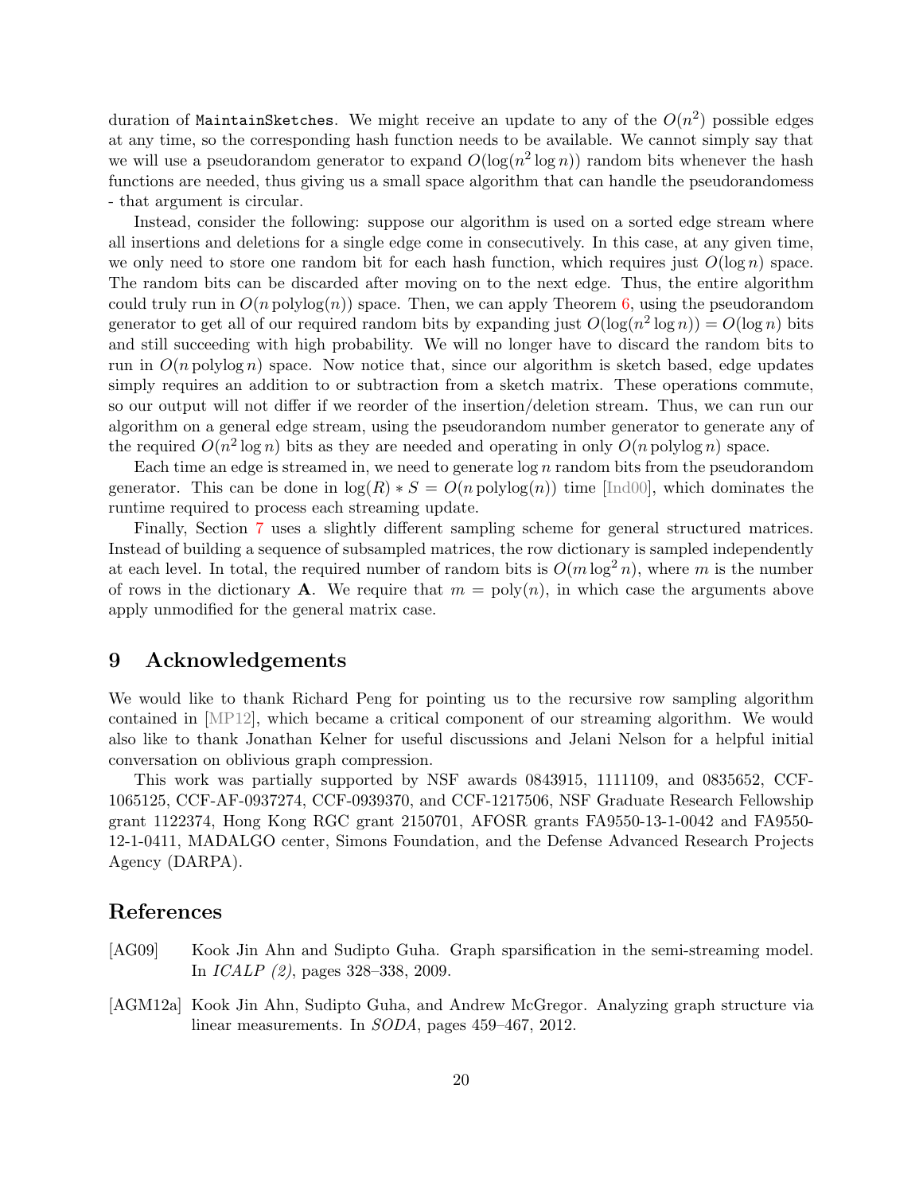duration of MaintainSketches. We might receive an update to any of the $O(n^2)$ possible edges at any time, so the corresponding hash function needs to be available. We cannot simply say that we will use a pseudorandom generator to expand $O(\log(n^2 \log n))$ random bits whenever the hash functions are needed, thus giving us a small space algorithm that can handle the pseudorandomess - that argument is circular.

Instead, consider the following: suppose our algorithm is used on a sorted edge stream where all insertions and deletions for a single edge come in consecutively. In this case, at any given time, we only need to store one random bit for each hash function, which requires just $O(\log n)$ space. The random bits can be discarded after moving on to the next edge. Thus, the entire algorithm could truly run in $O(n \operatorname{polylog}(n))$ space. Then, we can apply Theorem 6, using the pseudorandom generator to get all of our required random bits by expanding just $O(\log(n^2 \log n)) = O(\log n)$ bits and still succeeding with high probability. We will no longer have to discard the random bits to run in $O(n \operatorname{polylog} n)$ space. Now notice that, since our algorithm is sketch based, edge updates simply requires an addition to or subtraction from a sketch matrix. These operations commute, so our output will not differ if we reorder of the insertion/deletion stream. Thus, we can run our algorithm on a general edge stream, using the pseudorandom number generator to generate any of the required $O(n^2 \log n)$ bits as they are needed and operating in only $O(n \operatorname{polylog} n)$ space.

Each time an edge is streamed in, we need to generate $\log n$ random bits from the pseudorandom generator. This can be done in $\log(R) * S = O(n \operatorname{polylog}(n))$ time [Ind00], which dominates the runtime required to process each streaming update.

Finally, Section 7 uses a slightly different sampling scheme for general structured matrices. Instead of building a sequence of subsampled matrices, the row dictionary is sampled independently at each level. In total, the required number of random bits is $O(m \log^2 n)$, where $m$ is the number of rows in the dictionary $\mathbf{A}$. We require that $m = \operatorname{poly}(n)$, in which case the arguments above apply unmodified for the general matrix case.

# 9 Acknowledgements

We would like to thank Richard Peng for pointing us to the recursive row sampling algorithm contained in [MP12], which became a critical component of our streaming algorithm. We would also like to thank Jonathan Kelner for useful discussions and Jelani Nelson for a helpful initial conversation on oblivious graph compression.

This work was partially supported by NSF awards 0843915, 1111109, and 0835652, CCF-1065125, CCF-AF-0937274, CCF-0939370, and CCF-1217506, NSF Graduate Research Fellowship grant 1122374, Hong Kong RGC grant 2150701, AFOSR grants FA9550-13-1-0042 and FA9550-12-1-0411, MADALGO center, Simons Foundation, and the Defense Advanced Research Projects Agency (DARPA).

# References

[AG09] Kook Jin Ahn and Sudipto Guha. Graph sparsification in the semi-streaming model. In *ICALP (2)*, pages 328–338, 2009.

[AGM12a] Kook Jin Ahn, Sudipto Guha, and Andrew McGregor. Analyzing graph structure via linear measurements. In *SODA*, pages 459–467, 2012.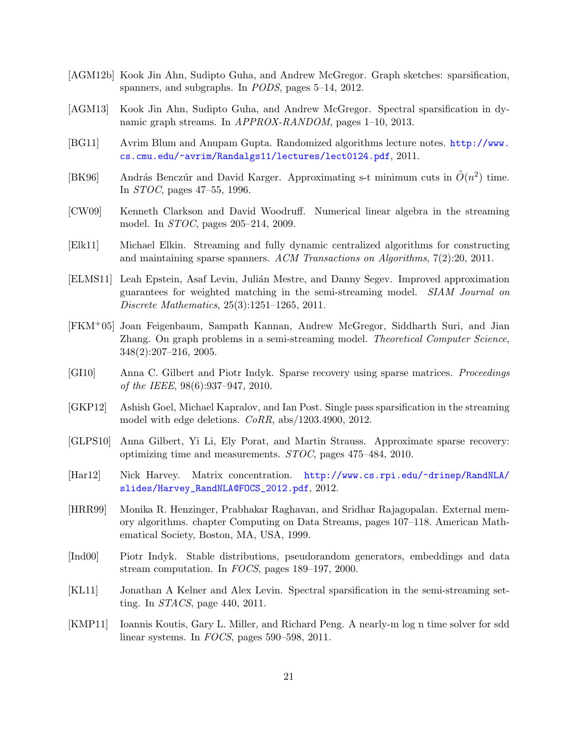[AGM12b] Kook Jin Ahn, Sudipto Guha, and Andrew McGregor. Graph sketches: sparsification, spanners, and subgraphs. In *PODS*, pages 5–14, 2012.

[AGM13] Kook Jin Ahn, Sudipto Guha, and Andrew McGregor. Spectral sparsification in dynamic graph streams. In *APPROX-RANDOM*, pages 1–10, 2013.

[BG11] Avrim Blum and Anupam Gupta. Randomized algorithms lecture notes. http://www.cs.cmu.edu/~avrim/Randalgs11/lectures/lect0124.pdf, 2011.

[BK96] András Benczúr and David Karger. Approximating s-t minimum cuts in $\tilde{O}(n^2)$ time. In *STOC*, pages 47–55, 1996.

[CW09] Kenneth Clarkson and David Woodruff. Numerical linear algebra in the streaming model. In *STOC*, pages 205–214, 2009.

[Elk11] Michael Elkin. Streaming and fully dynamic centralized algorithms for constructing and maintaining sparse spanners. *ACM Transactions on Algorithms*, 7(2):20, 2011.

[ELMS11] Leah Epstein, Asaf Levin, Julián Mestre, and Danny Segev. Improved approximation guarantees for weighted matching in the semi-streaming model. *SIAM Journal on Discrete Mathematics*, 25(3):1251–1265, 2011.

[FKM+05] Joan Feigenbaum, Sampath Kannan, Andrew McGregor, Siddharth Suri, and Jian Zhang. On graph problems in a semi-streaming model. *Theoretical Computer Science*, 348(2):207–216, 2005.

[GI10] Anna C. Gilbert and Piotr Indyk. Sparse recovery using sparse matrices. *Proceedings of the IEEE*, 98(6):937–947, 2010.

[GKP12] Ashish Goel, Michael Kapralov, and Ian Post. Single pass sparsification in the streaming model with edge deletions. *CoRR*, abs/1203.4900, 2012.

[GLPS10] Anna Gilbert, Yi Li, Ely Porat, and Martin Strauss. Approximate sparse recovery: optimizing time and measurements. *STOC*, pages 475–484, 2010.

[Har12] Nick Harvey. Matrix concentration. http://www.cs.rpi.edu/~drinep/RandNLA/slides/Harvey_RandNLA@FOCS_2012.pdf, 2012.

[HRR99] Monika R. Henzinger, Prabhakar Raghavan, and Sridhar Rajagopalan. External memory algorithms. chapter Computing on Data Streams, pages 107–118. American Mathematical Society, Boston, MA, USA, 1999.

[Ind00] Piotr Indyk. Stable distributions, pseudorandom generators, embeddings and data stream computation. In *FOCS*, pages 189–197, 2000.

[KL11] Jonathan A Kelner and Alex Levin. Spectral sparsification in the semi-streaming setting. In *STACS*, page 440, 2011.

[KMP11] Ioannis Koutis, Gary L. Miller, and Richard Peng. A nearly-m log n time solver for sdd linear systems. In *FOCS*, pages 590–598, 2011.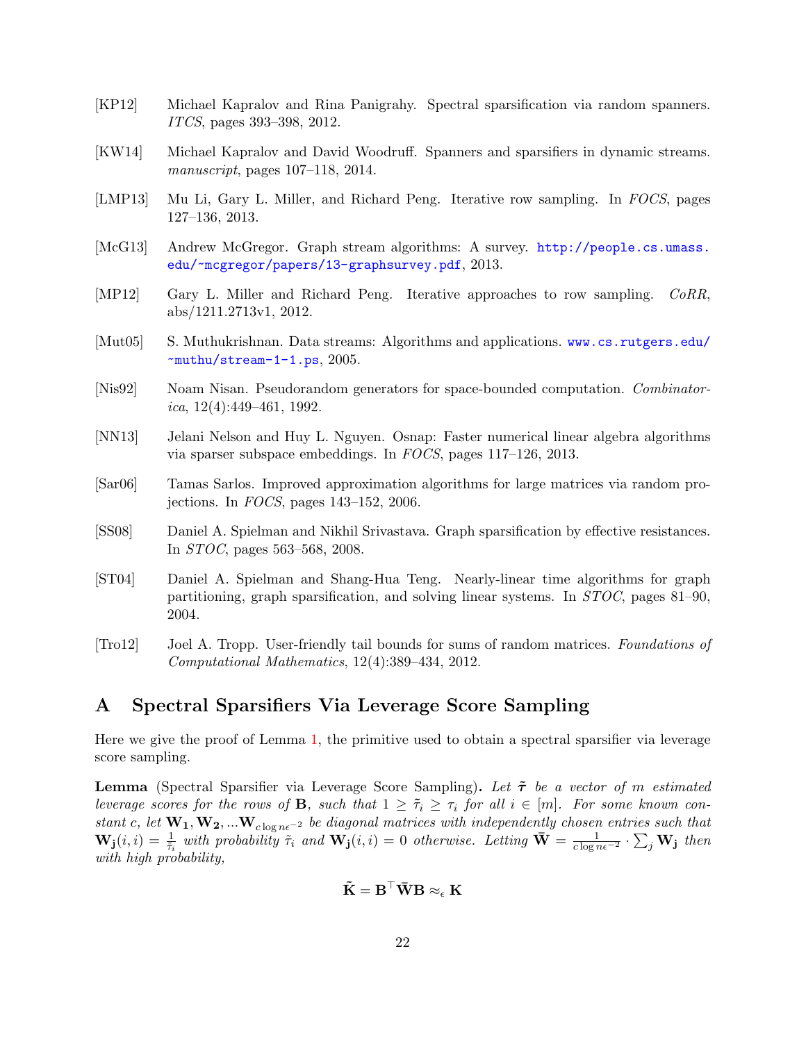[KP12] Michael Kapralov and Rina Panigrahy. Spectral sparsification via random spanners. *ITCS*, pages 393–398, 2012.

[KW14] Michael Kapralov and David Woodruff. Spanners and sparsifiers in dynamic streams. *manuscript*, pages 107–118, 2014.

[LMP13] Mu Li, Gary L. Miller, and Richard Peng. Iterative row sampling. In *FOCS*, pages 127–136, 2013.

[McG13] Andrew McGregor. Graph stream algorithms: A survey. http://people.cs.umass.edu/~mcgregor/papers/13-graphsurvey.pdf, 2013.

[MP12] Gary L. Miller and Richard Peng. Iterative approaches to row sampling. *CoRR*, abs/1211.2713v1, 2012.

[Mut05] S. Muthukrishnan. Data streams: Algorithms and applications. www.cs.rutgers.edu/~muthu/stream-1-1.ps, 2005.

[Nis92] Noam Nisan. Pseudorandom generators for space-bounded computation. *Combinatorica*, 12(4):449–461, 1992.

[NN13] Jelani Nelson and Huy L. Nguyen. Osnap: Faster numerical linear algebra algorithms via sparser subspace embeddings. In *FOCS*, pages 117–126, 2013.

[Sar06] Tamas Sarlos. Improved approximation algorithms for large matrices via random projections. In *FOCS*, pages 143–152, 2006.

[SS08] Daniel A. Spielman and Nikhil Srivastava. Graph sparsification by effective resistances. In *STOC*, pages 563–568, 2008.

[ST04] Daniel A. Spielman and Shang-Hua Teng. Nearly-linear time algorithms for graph partitioning, graph sparsification, and solving linear systems. In *STOC*, pages 81–90, 2004.

[Tro12] Joel A. Tropp. User-friendly tail bounds for sums of random matrices. *Foundations of Computational Mathematics*, 12(4):389–434, 2012.

# A Spectral Sparsifiers Via Leverage Score Sampling

Here we give the proof of Lemma 1, the primitive used to obtain a spectral sparsifier via leverage score sampling.

**Lemma** (Spectral Sparsifier via Leverage Score Sampling)**.** *Let $\tilde{\boldsymbol{\tau}}$ be a vector of $m$ estimated leverage scores for the rows of $\mathbf{B}$, such that $1 \geq \tilde{\tau}_i \geq \tau_i$ for all $i \in [m]$. For some known constant $c$, let $\mathbf{W_1}, \mathbf{W_2}, ...\mathbf{W}_{c \log n \epsilon^{-2}}$ be diagonal matrices with independently chosen entries such that $\mathbf{W_j}(i,i) = \frac{1}{\tilde{\tau}_i}$ with probability $\tilde{\tau}_i$ and $\mathbf{W_j}(i,i) = 0$ otherwise. Letting $\bar{\mathbf{W}} = \frac{1}{c \log n \epsilon^{-2}} \cdot \sum_j \mathbf{W_j}$ then with high probability,*

$$\tilde{\mathbf{K}} = \mathbf{B}^\top \bar{\mathbf{W}} \mathbf{B} \approx_\epsilon \mathbf{K}$$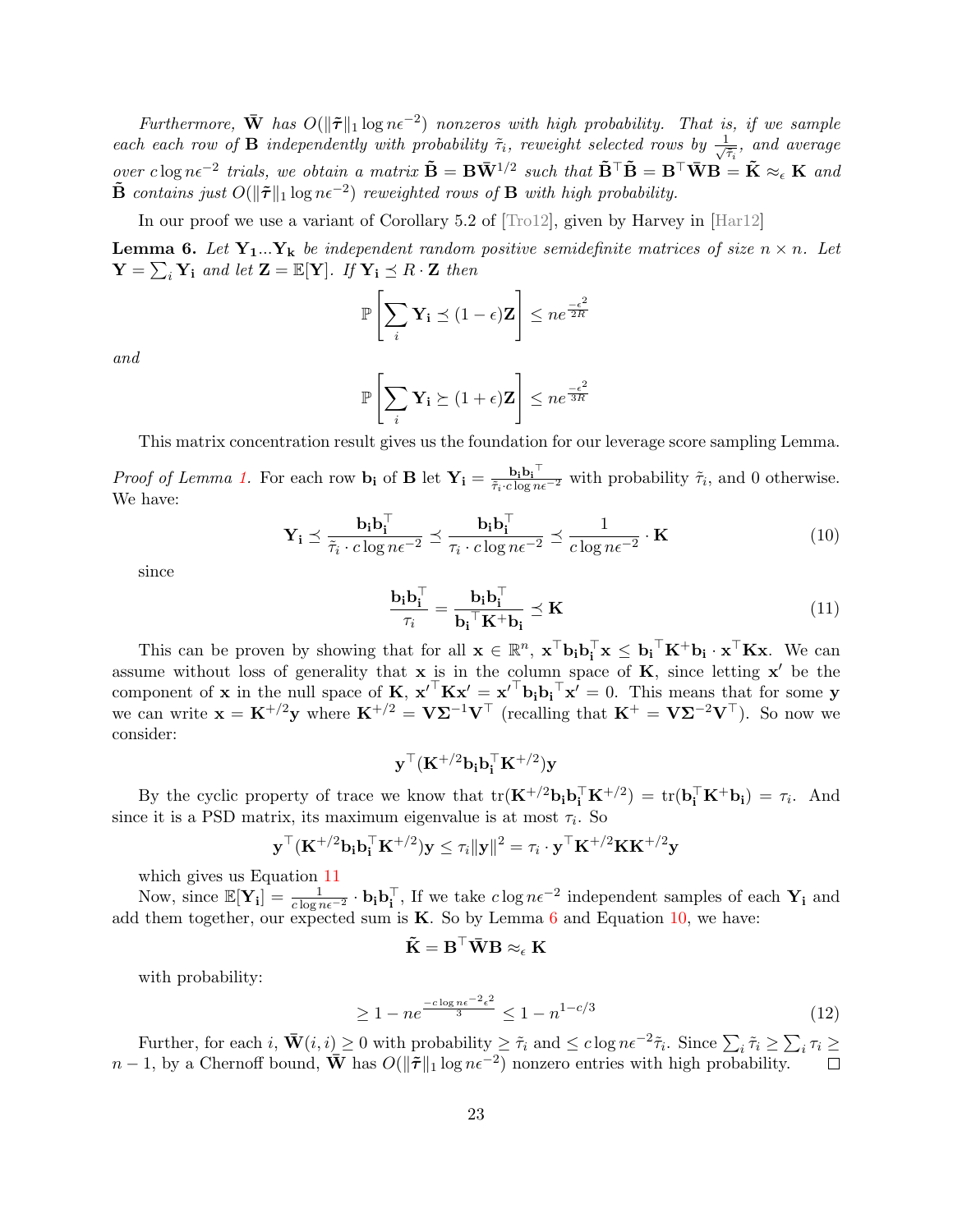*Furthermore, $\bar{\mathbf{W}}$ has $O(\|\tilde{\boldsymbol{\tau}}\|_1 \log n\epsilon^{-2})$ nonzeros with high probability. That is, if we sample each each row of $\mathbf{B}$ independently with probability $\tilde{\tau}_i$, reweight selected rows by $\frac{1}{\sqrt{\tilde{\tau}_i}}$, and average over $c \log n\epsilon^{-2}$ trials, we obtain a matrix $\tilde{\mathbf{B}} = \mathbf{B}\bar{\mathbf{W}}^{1/2}$ such that $\tilde{\mathbf{B}}^\top \tilde{\mathbf{B}} = \mathbf{B}^\top \bar{\mathbf{W}} \mathbf{B} = \tilde{\mathbf{K}} \approx_\epsilon \mathbf{K}$ and $\tilde{\mathbf{B}}$ contains just $O(\|\tilde{\boldsymbol{\tau}}\|_1 \log n\epsilon^{-2})$ reweighted rows of $\mathbf{B}$ with high probability.*

In our proof we use a variant of Corollary 5.2 of [Tro12], given by Harvey in [Har12]

**Lemma 6.** *Let $\mathbf{Y_1} \ldots \mathbf{Y_k}$ be independent random positive semidefinite matrices of size $n \times n$. Let $\mathbf{Y} = \sum_i \mathbf{Y_i}$ and let $\mathbf{Z} = \mathbb{E}[\mathbf{Y}]$. If $\mathbf{Y_i} \preceq R \cdot \mathbf{Z}$ then*

$$\mathbb{P}\left[\sum_i \mathbf{Y_i} \preceq (1-\epsilon)\mathbf{Z}\right] \leq n e^{\frac{-\epsilon^2}{2R}}$$

*and*

$$\mathbb{P}\left[\sum_i \mathbf{Y_i} \succeq (1+\epsilon)\mathbf{Z}\right] \leq n e^{\frac{-\epsilon^2}{3R}}$$

This matrix concentration result gives us the foundation for our leverage score sampling Lemma.

*Proof of Lemma 1.* For each row $\mathbf{b_i}$ of $\mathbf{B}$ let $\mathbf{Y_i} = \frac{\mathbf{b_i}\mathbf{b_i}^\top}{\tilde{\tau}_i \cdot c \log n\epsilon^{-2}}$ with probability $\tilde{\tau}_i$, and 0 otherwise. We have:

$$\mathbf{Y_i} \preceq \frac{\mathbf{b_i}\mathbf{b_i}^\top}{\tilde{\tau}_i \cdot c \log n\epsilon^{-2}} \preceq \frac{\mathbf{b_i}\mathbf{b_i}^\top}{\tau_i \cdot c \log n\epsilon^{-2}} \preceq \frac{1}{c \log n\epsilon^{-2}} \cdot \mathbf{K} \tag{10}$$

since

$$\frac{\mathbf{b_i}\mathbf{b_i}^\top}{\tau_i} = \frac{\mathbf{b_i}\mathbf{b_i}^\top}{\mathbf{b_i}^\top \mathbf{K}^+ \mathbf{b_i}} \preceq \mathbf{K} \tag{11}$$

This can be proven by showing that for all $\mathbf{x} \in \mathbb{R}^n$, $\mathbf{x}^\top \mathbf{b_i}\mathbf{b_i}^\top \mathbf{x} \leq \mathbf{b_i}^\top \mathbf{K}^+ \mathbf{b_i} \cdot \mathbf{x}^\top \mathbf{K} \mathbf{x}$. We can assume without loss of generality that $\mathbf{x}$ is in the column space of $\mathbf{K}$, since letting $\mathbf{x}'$ be the component of $\mathbf{x}$ in the null space of $\mathbf{K}$, $\mathbf{x}'^\top \mathbf{K} \mathbf{x}' = \mathbf{x}'^\top \mathbf{b_i}\mathbf{b_i}^\top \mathbf{x}' = 0$. This means that for some $\mathbf{y}$ we can write $\mathbf{x} = \mathbf{K}^{+/2}\mathbf{y}$ where $\mathbf{K}^{+/2} = \mathbf{V}\mathbf{\Sigma}^{-1}\mathbf{V}^\top$ (recalling that $\mathbf{K}^+ = \mathbf{V}\mathbf{\Sigma}^{-2}\mathbf{V}^\top$). So now we consider:

$$\mathbf{y}^\top (\mathbf{K}^{+/2}\mathbf{b_i}\mathbf{b_i}^\top \mathbf{K}^{+/2})\mathbf{y}$$

By the cyclic property of trace we know that $\text{tr}(\mathbf{K}^{+/2}\mathbf{b_i}\mathbf{b_i}^\top \mathbf{K}^{+/2}) = \text{tr}(\mathbf{b_i}^\top \mathbf{K}^+ \mathbf{b_i}) = \tau_i$. And since it is a PSD matrix, its maximum eigenvalue is at most $\tau_i$. So

$$\mathbf{y}^\top (\mathbf{K}^{+/2}\mathbf{b_i}\mathbf{b_i}^\top \mathbf{K}^{+/2})\mathbf{y} \leq \tau_i \|\mathbf{y}\|^2 = \tau_i \cdot \mathbf{y}^\top \mathbf{K}^{+/2}\mathbf{K}\mathbf{K}^{+/2}\mathbf{y}$$

which gives us Equation 11

Now, since $\mathbb{E}[\mathbf{Y_i}] = \frac{1}{c \log n\epsilon^{-2}} \cdot \mathbf{b_i}\mathbf{b_i}^\top$, If we take $c \log n\epsilon^{-2}$ independent samples of each $\mathbf{Y_i}$ and add them together, our expected sum is $\mathbf{K}$. So by Lemma 6 and Equation 10, we have:

$$\tilde{\mathbf{K}} = \mathbf{B}^\top \bar{\mathbf{W}} \mathbf{B} \approx_\epsilon \mathbf{K}$$

with probability:

$$\geq 1 - n e^{\frac{-c \log n\epsilon^{-2}\epsilon^2}{3}} \leq 1 - n^{1-c/3} \tag{12}$$

Further, for each $i$, $\bar{\mathbf{W}}(i,i) \geq 0$ with probability $\geq \tilde{\tau}_i$ and $\leq c \log n\epsilon^{-2}\tilde{\tau}_i$. Since $\sum_i \tilde{\tau}_i \geq \sum_i \tau_i \geq n-1$, by a Chernoff bound, $\bar{\mathbf{W}}$ has $O(\|\tilde{\boldsymbol{\tau}}\|_1 \log n\epsilon^{-2})$ nonzero entries with high probability. $\square$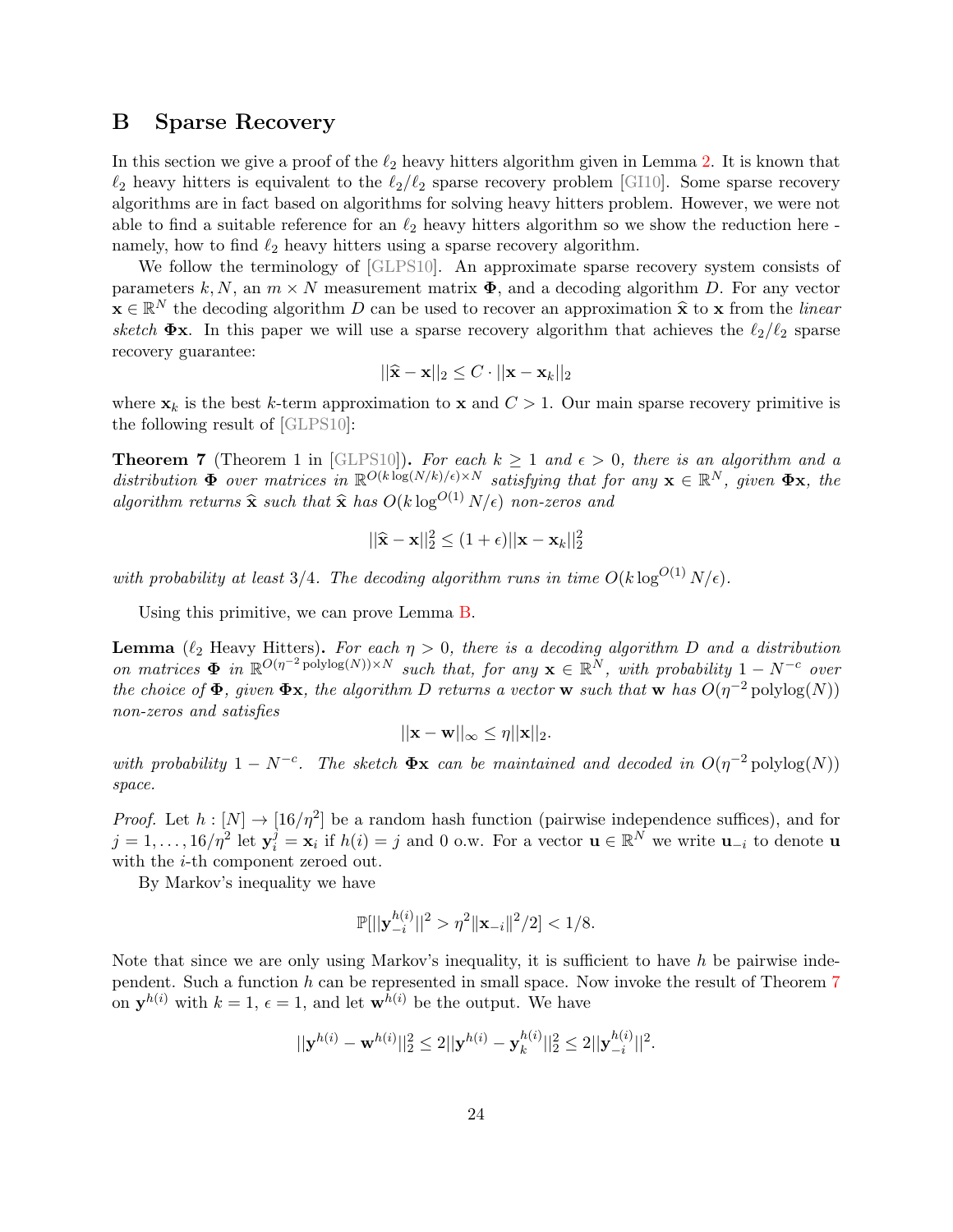# B Sparse Recovery

In this section we give a proof of the $\ell_2$ heavy hitters algorithm given in Lemma 2. It is known that $\ell_2$ heavy hitters is equivalent to the $\ell_2/\ell_2$ sparse recovery problem [GI10]. Some sparse recovery algorithms are in fact based on algorithms for solving heavy hitters problem. However, we were not able to find a suitable reference for an $\ell_2$ heavy hitters algorithm so we show the reduction here - namely, how to find $\ell_2$ heavy hitters using a sparse recovery algorithm.

We follow the terminology of [GLPS10]. An approximate sparse recovery system consists of parameters $k, N$, an $m \times N$ measurement matrix $\mathbf{\Phi}$, and a decoding algorithm $D$. For any vector $\mathbf{x} \in \mathbb{R}^N$ the decoding algorithm $D$ can be used to recover an approximation $\widehat{\mathbf{x}}$ to $\mathbf{x}$ from the *linear sketch* $\mathbf{\Phi x}$. In this paper we will use a sparse recovery algorithm that achieves the $\ell_2/\ell_2$ sparse recovery guarantee:

$$||\widehat{\mathbf{x}} - \mathbf{x}||_2 \leq C \cdot ||\mathbf{x} - \mathbf{x}_k||_2$$

where $\mathbf{x}_k$ is the best $k$-term approximation to $\mathbf{x}$ and $C > 1$. Our main sparse recovery primitive is the following result of [GLPS10]:

**Theorem 7** (Theorem 1 in [GLPS10])**.** *For each $k \geq 1$ and $\epsilon > 0$, there is an algorithm and a distribution $\mathbf{\Phi}$ over matrices in $\mathbb{R}^{O(k \log(N/k)/\epsilon) \times N}$ satisfying that for any $\mathbf{x} \in \mathbb{R}^N$, given $\mathbf{\Phi x}$, the algorithm returns $\widehat{\mathbf{x}}$ such that $\widehat{\mathbf{x}}$ has $O(k \log^{O(1)} N/\epsilon)$ non-zeros and*

$$||\widehat{\mathbf{x}} - \mathbf{x}||_2^2 \leq (1+\epsilon)||\mathbf{x} - \mathbf{x}_k||_2^2$$

*with probability at least $3/4$. The decoding algorithm runs in time $O(k \log^{O(1)} N/\epsilon)$.*

Using this primitive, we can prove Lemma B.

**Lemma** ($\ell_2$ Heavy Hitters)**.** *For each $\eta > 0$, there is a decoding algorithm $D$ and a distribution on matrices $\mathbf{\Phi}$ in $\mathbb{R}^{O(\eta^{-2} \operatorname{polylog}(N)) \times N}$ such that, for any $\mathbf{x} \in \mathbb{R}^N$, with probability $1 - N^{-c}$ over the choice of $\mathbf{\Phi}$, given $\mathbf{\Phi x}$, the algorithm $D$ returns a vector $\mathbf{w}$ such that $\mathbf{w}$ has $O(\eta^{-2} \operatorname{polylog}(N))$ non-zeros and satisfies*

$$||\mathbf{x} - \mathbf{w}||_\infty \leq \eta ||\mathbf{x}||_2.$$

*with probability $1 - N^{-c}$. The sketch $\mathbf{\Phi x}$ can be maintained and decoded in $O(\eta^{-2} \operatorname{polylog}(N))$ space.*

*Proof.* Let $h : [N] \to [16/\eta^2]$ be a random hash function (pairwise independence suffices), and for $j = 1, \ldots, 16/\eta^2$ let $\mathbf{y}_i^j = \mathbf{x}_i$ if $h(i) = j$ and 0 o.w. For a vector $\mathbf{u} \in \mathbb{R}^N$ we write $\mathbf{u}_{-i}$ to denote $\mathbf{u}$ with the $i$-th component zeroed out.

By Markov's inequality we have

$$\mathbb{P}[||\mathbf{y}_{-i}^{h(i)}||^2 > \eta^2 ||\mathbf{x}_{-i}||^2/2] < 1/8.$$

Note that since we are only using Markov's inequality, it is sufficient to have $h$ be pairwise independent. Such a function $h$ can be represented in small space. Now invoke the result of Theorem 7 on $\mathbf{y}^{h(i)}$ with $k = 1$, $\epsilon = 1$, and let $\mathbf{w}^{h(i)}$ be the output. We have

$$||\mathbf{y}^{h(i)} - \mathbf{w}^{h(i)}||_2^2 \leq 2||\mathbf{y}^{h(i)} - \mathbf{y}_k^{h(i)}||_2^2 \leq 2||\mathbf{y}_{-i}^{h(i)}||^2.$$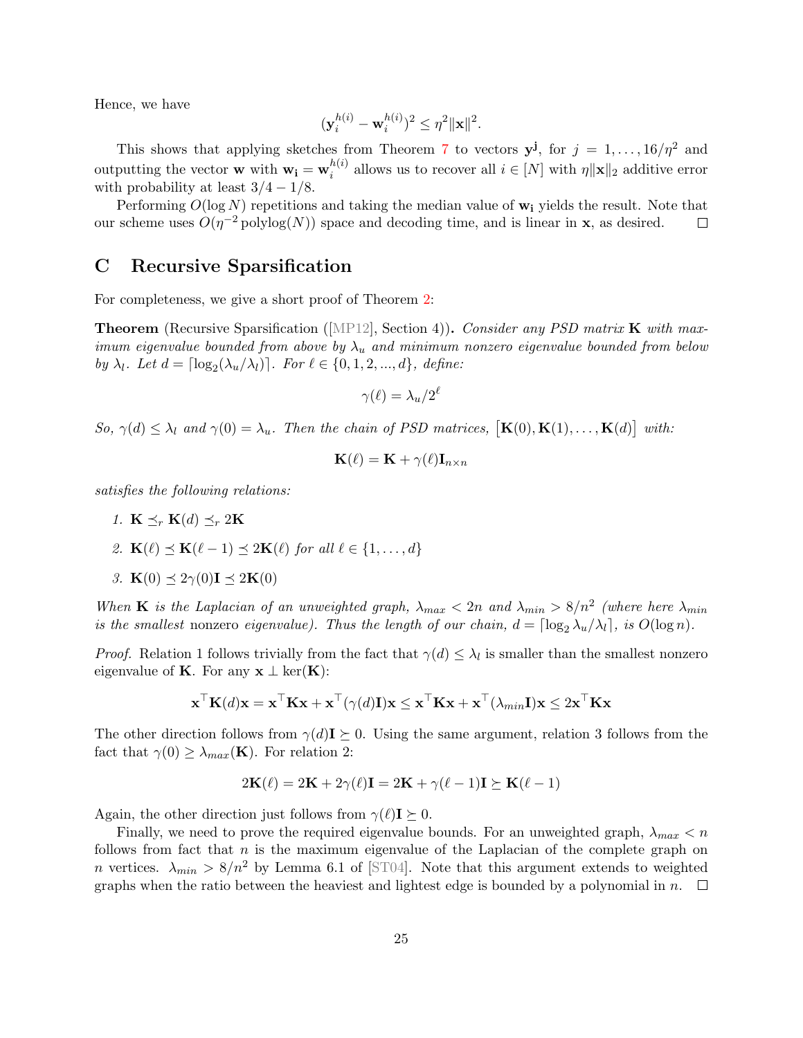Hence, we have

$$(\mathbf{y}_i^{h(i)} - \mathbf{w}_i^{h(i)})^2 \leq \eta^2 \|\mathbf{x}\|^2.$$

This shows that applying sketches from Theorem 7 to vectors $\mathbf{y^j}$, for $j = 1, \ldots, 16/\eta^2$ and outputting the vector $\mathbf{w}$ with $\mathbf{w_i} = \mathbf{w}_i^{h(i)}$ allows us to recover all $i \in [N]$ with $\eta\|\mathbf{x}\|_2$ additive error with probability at least $3/4 - 1/8$.

Performing $O(\log N)$ repetitions and taking the median value of $\mathbf{w_i}$ yields the result. Note that our scheme uses $O(\eta^{-2} \operatorname{polylog}(N))$ space and decoding time, and is linear in $\mathbf{x}$, as desired. □

# C Recursive Sparsification

For completeness, we give a short proof of Theorem 2:

**Theorem** (Recursive Sparsification ([MP12], Section 4))**.** *Consider any PSD matrix $\mathbf{K}$ with maximum eigenvalue bounded from above by $\lambda_u$ and minimum nonzero eigenvalue bounded from below by $\lambda_l$. Let $d = \lceil \log_2(\lambda_u/\lambda_l) \rceil$. For $\ell \in \{0, 1, 2, ..., d\}$, define:*

$$\gamma(\ell) = \lambda_u / 2^\ell$$

*So, $\gamma(d) \leq \lambda_l$ and $\gamma(0) = \lambda_u$. Then the chain of PSD matrices, $[\mathbf{K}(0), \mathbf{K}(1), \ldots, \mathbf{K}(d)]$ with:*

$$\mathbf{K}(\ell) = \mathbf{K} + \gamma(\ell)\mathbf{I}_{n \times n}$$

*satisfies the following relations:*

1. *$\mathbf{K} \preceq_r \mathbf{K}(d) \preceq_r 2\mathbf{K}$*
2. *$\mathbf{K}(\ell) \preceq \mathbf{K}(\ell - 1) \preceq 2\mathbf{K}(\ell)$ for all $\ell \in \{1, \ldots, d\}$*
3. *$\mathbf{K}(0) \preceq 2\gamma(0)\mathbf{I} \preceq 2\mathbf{K}(0)$*

*When $\mathbf{K}$ is the Laplacian of an unweighted graph, $\lambda_{max} < 2n$ and $\lambda_{min} > 8/n^2$ (where here $\lambda_{min}$ is the smallest* nonzero *eigenvalue). Thus the length of our chain, $d = \lceil \log_2 \lambda_u / \lambda_l \rceil$, is $O(\log n)$.*

*Proof.* Relation 1 follows trivially from the fact that $\gamma(d) \leq \lambda_l$ is smaller than the smallest nonzero eigenvalue of $\mathbf{K}$. For any $\mathbf{x} \perp \ker(\mathbf{K})$:

$$\mathbf{x}^\top \mathbf{K}(d)\mathbf{x} = \mathbf{x}^\top \mathbf{K}\mathbf{x} + \mathbf{x}^\top (\gamma(d)\mathbf{I})\mathbf{x} \leq \mathbf{x}^\top \mathbf{K}\mathbf{x} + \mathbf{x}^\top (\lambda_{min}\mathbf{I})\mathbf{x} \leq 2\mathbf{x}^\top \mathbf{K}\mathbf{x}$$

The other direction follows from $\gamma(d)\mathbf{I} \succeq 0$. Using the same argument, relation 3 follows from the fact that $\gamma(0) \geq \lambda_{max}(\mathbf{K})$. For relation 2:

$$2\mathbf{K}(\ell) = 2\mathbf{K} + 2\gamma(\ell)\mathbf{I} = 2\mathbf{K} + \gamma(\ell - 1)\mathbf{I} \succeq \mathbf{K}(\ell - 1)$$

Again, the other direction just follows from $\gamma(\ell)\mathbf{I} \succeq 0$.

Finally, we need to prove the required eigenvalue bounds. For an unweighted graph, $\lambda_{max} < n$ follows from fact that $n$ is the maximum eigenvalue of the Laplacian of the complete graph on $n$ vertices. $\lambda_{min} > 8/n^2$ by Lemma 6.1 of [ST04]. Note that this argument extends to weighted graphs when the ratio between the heaviest and lightest edge is bounded by a polynomial in $n$. □